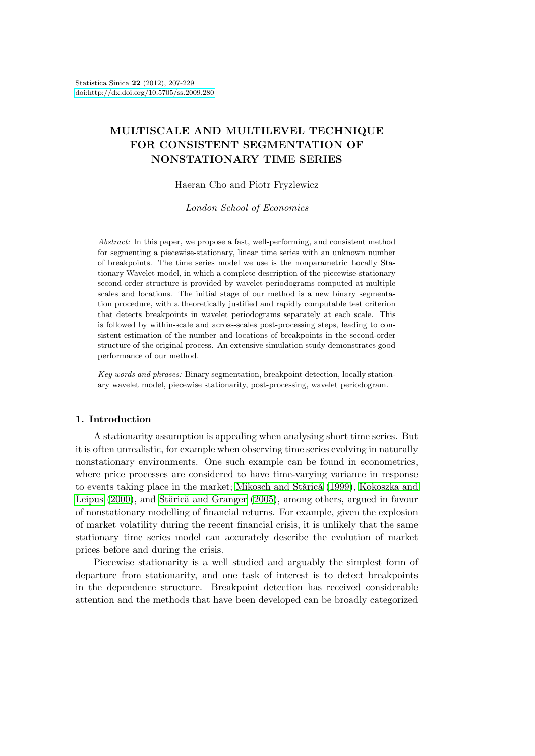# MULTISCALE AND MULTILEVEL TECHNIQUE FOR CONSISTENT SEGMENTATION OF NONSTATIONARY TIME SERIES

Haeran Cho and Piotr Fryzlewicz

*London School of Economics*

*Abstract:* In this paper, we propose a fast, well-performing, and consistent method for segmenting a piecewise-stationary, linear time series with an unknown number of breakpoints. The time series model we use is the nonparametric Locally Stationary Wavelet model, in which a complete description of the piecewise-stationary second-order structure is provided by wavelet periodograms computed at multiple scales and locations. The initial stage of our method is a new binary segmentation procedure, with a theoretically justified and rapidly computable test criterion that detects breakpoints in wavelet periodograms separately at each scale. This is followed by within-scale and across-scales post-processing steps, leading to consistent estimation of the number and locations of breakpoints in the second-order structure of the original process. An extensive simulation study demonstrates good performance of our method.

*Key words and phrases:* Binary segmentation, breakpoint detection, locally stationary wavelet model, piecewise stationarity, post-processing, wavelet periodogram.

## 1. Introduction

A stationarity assumption is appealing when analysing short time series. But it is often unrealistic, for example when observing time series evolving in naturally nonstationary environments. One such example can be found in econometrics, where price processes are considered to have time-varying variance in response to events taking place in the market; Mikosch and Stărică (1999), Kokoszka and Leipus (2000), and Stărică and Granger (2005), among others, argued in favour of nonstationary modelling of financial returns. For example, given the explosion of market volatility during the recent financial crisis, it is unlikely that the same stationary time series model can accurately describe the evolution of market prices before and during the crisis.

Piecewise stationarity is a well studied and arguably the simplest form of departure from stationarity, and one task of interest is to detect breakpoints in the dependence structure. Breakpoint detection has received considerable attention and the methods that have been developed can be broadly categorized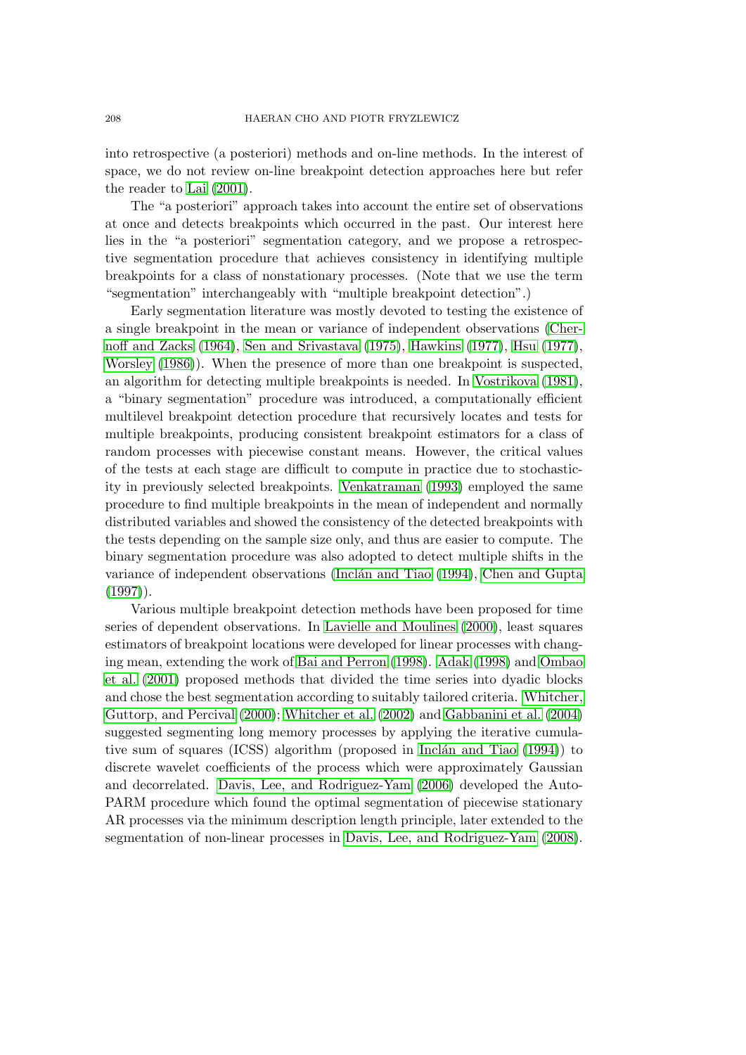into retrospective (a posteriori) methods and on-line methods. In the interest of space, we do not review on-line breakpoint detection approaches here but refer the reader to Lai (2001).

The "a posteriori" approach takes into account the entire set of observations at once and detects breakpoints which occurred in the past. Our interest here lies in the "a posteriori" segmentation category, and we propose a retrospective segmentation procedure that achieves consistency in identifying multiple breakpoints for a class of nonstationary processes. (Note that we use the term "segmentation" interchangeably with "multiple breakpoint detection".)

Early segmentation literature was mostly devoted to testing the existence of a single breakpoint in the mean or variance of independent observations (Chernoff and Zacks (1964), Sen and Srivastava (1975), Hawkins (1977), Hsu (1977), Worsley (1986)). When the presence of more than one breakpoint is suspected, an algorithm for detecting multiple breakpoints is needed. In Vostrikova (1981), a "binary segmentation" procedure was introduced, a computationally efficient multilevel breakpoint detection procedure that recursively locates and tests for multiple breakpoints, producing consistent breakpoint estimators for a class of random processes with piecewise constant means. However, the critical values of the tests at each stage are difficult to compute in practice due to stochasticity in previously selected breakpoints. Venkatraman (1993) employed the same procedure to find multiple breakpoints in the mean of independent and normally distributed variables and showed the consistency of the detected breakpoints with the tests depending on the sample size only, and thus are easier to compute. The binary segmentation procedure was also adopted to detect multiple shifts in the variance of independent observations (Inclán and Tiao (1994), Chen and Gupta (1997)).

Various multiple breakpoint detection methods have been proposed for time series of dependent observations. In Lavielle and Moulines (2000), least squares estimators of breakpoint locations were developed for linear processes with changing mean, extending the work of Bai and Perron (1998). Adak (1998) and Ombao et al. (2001) proposed methods that divided the time series into dyadic blocks and chose the best segmentation according to suitably tailored criteria. Whitcher, Guttorp, and Percival (2000); Whitcher et al. (2002) and Gabbanini et al. (2004) suggested segmenting long memory processes by applying the iterative cumulative sum of squares (ICSS) algorithm (proposed in Inclán and Tiao (1994)) to discrete wavelet coefficients of the process which were approximately Gaussian and decorrelated. Davis, Lee, and Rodriguez-Yam (2006) developed the Auto-PARM procedure which found the optimal segmentation of piecewise stationary AR processes via the minimum description length principle, later extended to the segmentation of non-linear processes in Davis, Lee, and Rodriguez-Yam (2008).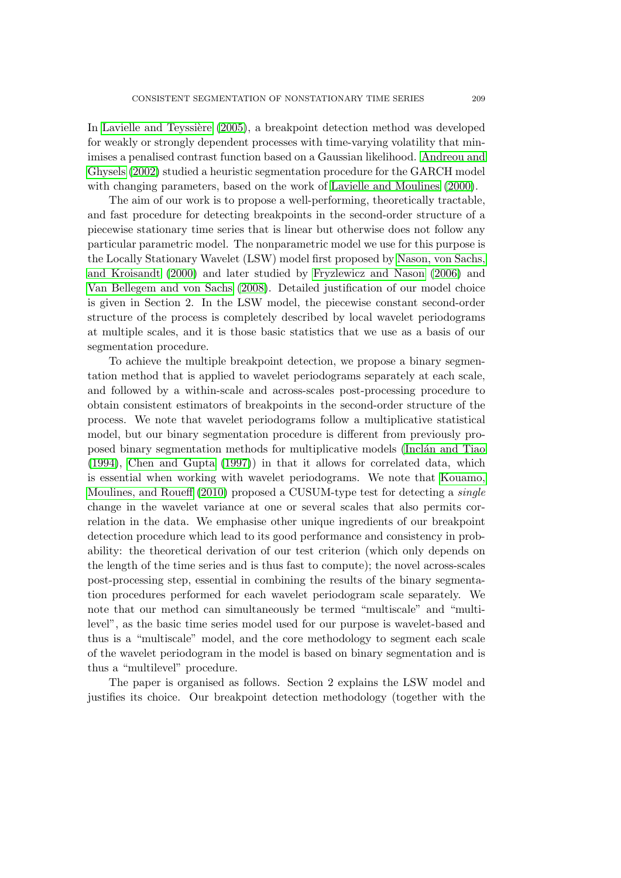In Lavielle and Teyssière (2005), a breakpoint detection method was developed for weakly or strongly dependent processes with time-varying volatility that minimises a penalised contrast function based on a Gaussian likelihood. Andreou and Ghysels (2002) studied a heuristic segmentation procedure for the GARCH model with changing parameters, based on the work of Lavielle and Moulines (2000).

The aim of our work is to propose a well-performing, theoretically tractable, and fast procedure for detecting breakpoints in the second-order structure of a piecewise stationary time series that is linear but otherwise does not follow any particular parametric model. The nonparametric model we use for this purpose is the Locally Stationary Wavelet (LSW) model first proposed by Nason, von Sachs, and Kroisandt (2000) and later studied by Fryzlewicz and Nason (2006) and Van Bellegem and von Sachs (2008). Detailed justification of our model choice is given in Section 2. In the LSW model, the piecewise constant second-order structure of the process is completely described by local wavelet periodograms at multiple scales, and it is those basic statistics that we use as a basis of our segmentation procedure.

To achieve the multiple breakpoint detection, we propose a binary segmentation method that is applied to wavelet periodograms separately at each scale, and followed by a within-scale and across-scales post-processing procedure to obtain consistent estimators of breakpoints in the second-order structure of the process. We note that wavelet periodograms follow a multiplicative statistical model, but our binary segmentation procedure is different from previously proposed binary segmentation methods for multiplicative models (Inclán and Tiao (1994), Chen and Gupta (1997)) in that it allows for correlated data, which is essential when working with wavelet periodograms. We note that Kouamo, Moulines, and Roueff (2010) proposed a CUSUM-type test for detecting a *single* change in the wavelet variance at one or several scales that also permits correlation in the data. We emphasise other unique ingredients of our breakpoint detection procedure which lead to its good performance and consistency in probability: the theoretical derivation of our test criterion (which only depends on the length of the time series and is thus fast to compute); the novel across-scales post-processing step, essential in combining the results of the binary segmentation procedures performed for each wavelet periodogram scale separately. We note that our method can simultaneously be termed "multiscale" and "multilevel", as the basic time series model used for our purpose is wavelet-based and thus is a "multiscale" model, and the core methodology to segment each scale of the wavelet periodogram in the model is based on binary segmentation and is thus a "multilevel" procedure.

The paper is organised as follows. Section 2 explains the LSW model and justifies its choice. Our breakpoint detection methodology (together with the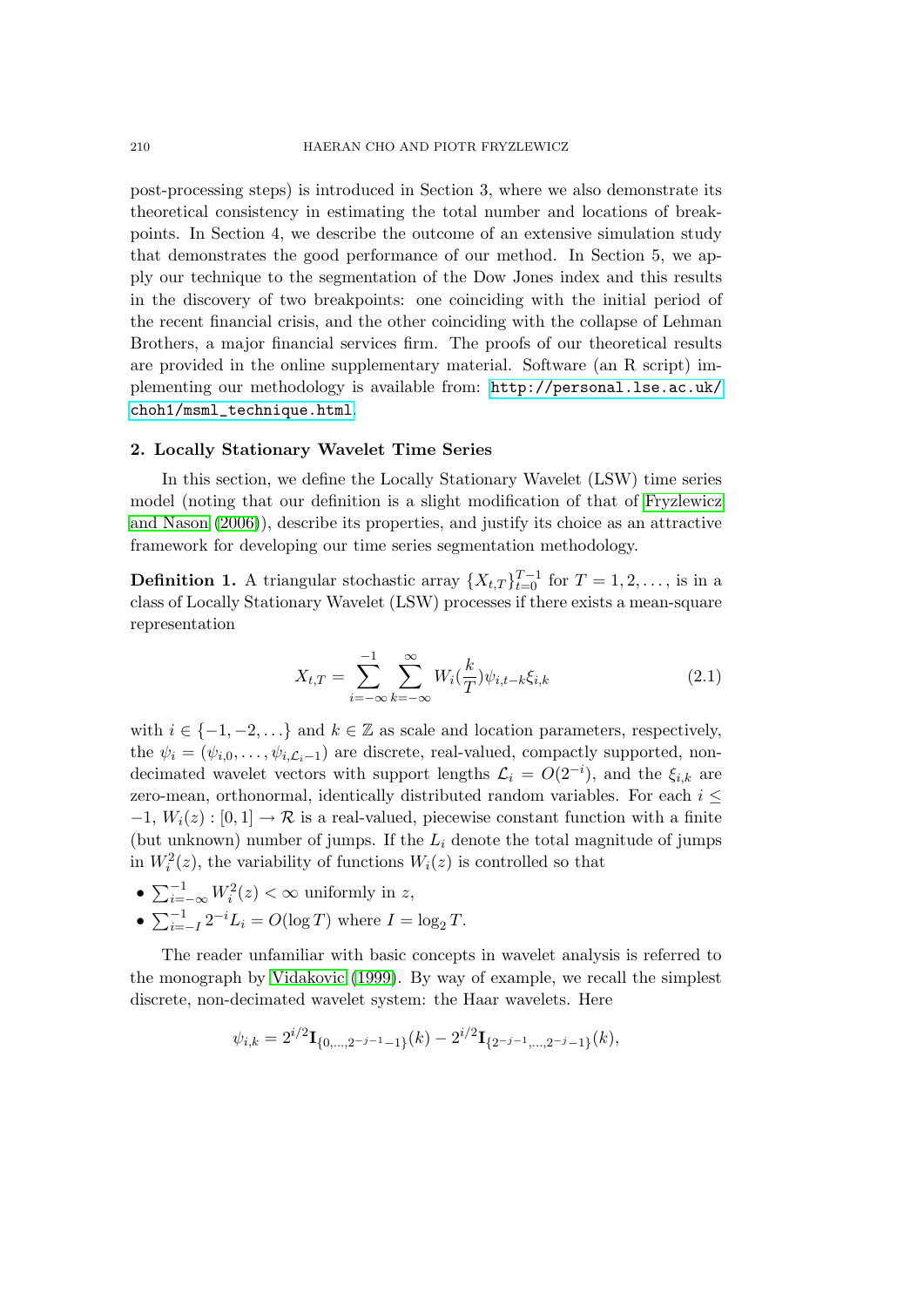post-processing steps) is introduced in Section 3, where we also demonstrate its theoretical consistency in estimating the total number and locations of breakpoints. In Section 4, we describe the outcome of an extensive simulation study that demonstrates the good performance of our method. In Section 5, we apply our technique to the segmentation of the Dow Jones index and this results in the discovery of two breakpoints: one coinciding with the initial period of the recent financial crisis, and the other coinciding with the collapse of Lehman Brothers, a major financial services firm. The proofs of our theoretical results are provided in the online supplementary material. Software (an R script) implementing our methodology is available from: http://personal.lse.ac.uk/choh1/msml_technique.html.

## 2. Locally Stationary Wavelet Time Series

In this section, we define the Locally Stationary Wavelet (LSW) time series model (noting that our definition is a slight modification of that of Fryzlewicz and Nason (2006)), describe its properties, and justify its choice as an attractive framework for developing our time series segmentation methodology.

**Definition 1.** A triangular stochastic array $\{X_{t,T}\}_{t=0}^{T-1}$ for $T = 1, 2, \ldots$, is in a class of Locally Stationary Wavelet (LSW) processes if there exists a mean-square representation

$$X_{t,T} = \sum_{i=-\infty}^{-1} \sum_{k=-\infty}^{\infty} W_i(\frac{k}{T}) \psi_{i,t-k} \xi_{i,k} \tag{2.1}$$

with $i \in \{-1, -2, \ldots\}$ and $k \in \mathbb{Z}$ as scale and location parameters, respectively, the $\psi_i = (\psi_{i,0}, \ldots, \psi_{i,\mathcal{L}_i - 1})$ are discrete, real-valued, compactly supported, non-decimated wavelet vectors with support lengths $\mathcal{L}_i = O(2^{-i})$, and the $\xi_{i,k}$ are zero-mean, orthonormal, identically distributed random variables. For each $i \leq -1$, $W_i(z) : [0, 1] \to \mathcal{R}$ is a real-valued, piecewise constant function with a finite (but unknown) number of jumps. If the $L_i$ denote the total magnitude of jumps in $W_i^2(z)$, the variability of functions $W_i(z)$ is controlled so that

- $\sum_{i=-\infty}^{-1} W_i^2(z) < \infty$ uniformly in $z$,
- $\sum_{i=-I}^{-1} 2^{-i} L_i = O(\log T)$ where $I = \log_2 T$.

The reader unfamiliar with basic concepts in wavelet analysis is referred to the monograph by Vidakovic (1999). By way of example, we recall the simplest discrete, non-decimated wavelet system: the Haar wavelets. Here

$$\psi_{i,k} = 2^{i/2} \mathbf{I}_{\{0,\ldots,2^{-j-1}-1\}}(k) - 2^{i/2} \mathbf{I}_{\{2^{-j-1},\ldots,2^{-j}-1\}}(k),$$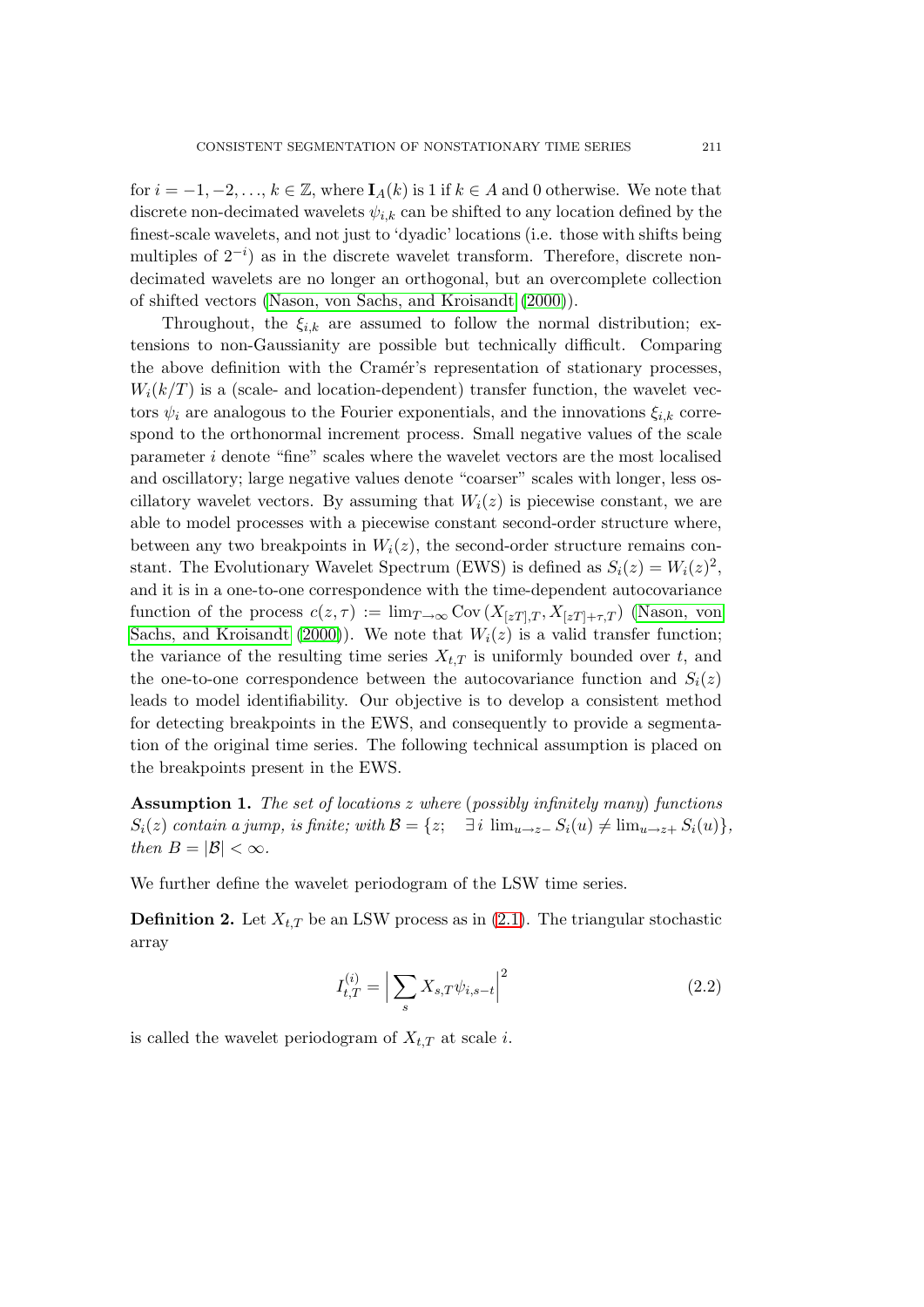for $i = -1, -2, \ldots, k \in \mathbb{Z}$, where $\mathbf{I}_A(k)$ is 1 if $k \in A$ and 0 otherwise. We note that discrete non-decimated wavelets $\psi_{i,k}$ can be shifted to any location defined by the finest-scale wavelets, and not just to 'dyadic' locations (i.e. those with shifts being multiples of $2^{-i}$) as in the discrete wavelet transform. Therefore, discrete non-decimated wavelets are no longer an orthogonal, but an overcomplete collection of shifted vectors (Nason, von Sachs, and Kroisandt (2000)).

Throughout, the $\xi_{i,k}$ are assumed to follow the normal distribution; extensions to non-Gaussianity are possible but technically difficult. Comparing the above definition with the Cramér's representation of stationary processes, $W_i(k/T)$ is a (scale- and location-dependent) transfer function, the wavelet vectors $\psi_i$ are analogous to the Fourier exponentials, and the innovations $\xi_{i,k}$ correspond to the orthonormal increment process. Small negative values of the scale parameter $i$ denote "fine" scales where the wavelet vectors are the most localised and oscillatory; large negative values denote "coarser" scales with longer, less oscillatory wavelet vectors. By assuming that $W_i(z)$ is piecewise constant, we are able to model processes with a piecewise constant second-order structure where, between any two breakpoints in $W_i(z)$, the second-order structure remains constant. The Evolutionary Wavelet Spectrum (EWS) is defined as $S_i(z) = W_i(z)^2$, and it is in a one-to-one correspondence with the time-dependent autocovariance function of the process $c(z, \tau) := \lim_{T\to\infty} \mathrm{Cov}\left(X_{[zT],T}, X_{[zT]+\tau,T}\right)$ (Nason, von Sachs, and Kroisandt (2000)). We note that $W_i(z)$ is a valid transfer function; the variance of the resulting time series $X_{t,T}$ is uniformly bounded over $t$, and the one-to-one correspondence between the autocovariance function and $S_i(z)$ leads to model identifiability. Our objective is to develop a consistent method for detecting breakpoints in the EWS, and consequently to provide a segmentation of the original time series. The following technical assumption is placed on the breakpoints present in the EWS.

**Assumption 1.** *The set of locations $z$ where* (*possibly infinitely many*) *functions $S_i(z)$ contain a jump, is finite; with $\mathcal{B} = \{z; \quad \exists\, i \ \lim_{u\to z-} S_i(u) \neq \lim_{u\to z+} S_i(u)\}$, then $B = |\mathcal{B}| < \infty$.*

We further define the wavelet periodogram of the LSW time series.

**Definition 2.** Let $X_{t,T}$ be an LSW process as in (2.1). The triangular stochastic array

$$I_{t,T}^{(i)} = \Big| \sum_s X_{s,T}\psi_{i,s-t} \Big|^2 \tag{2.2}$$

is called the wavelet periodogram of $X_{t,T}$ at scale $i$.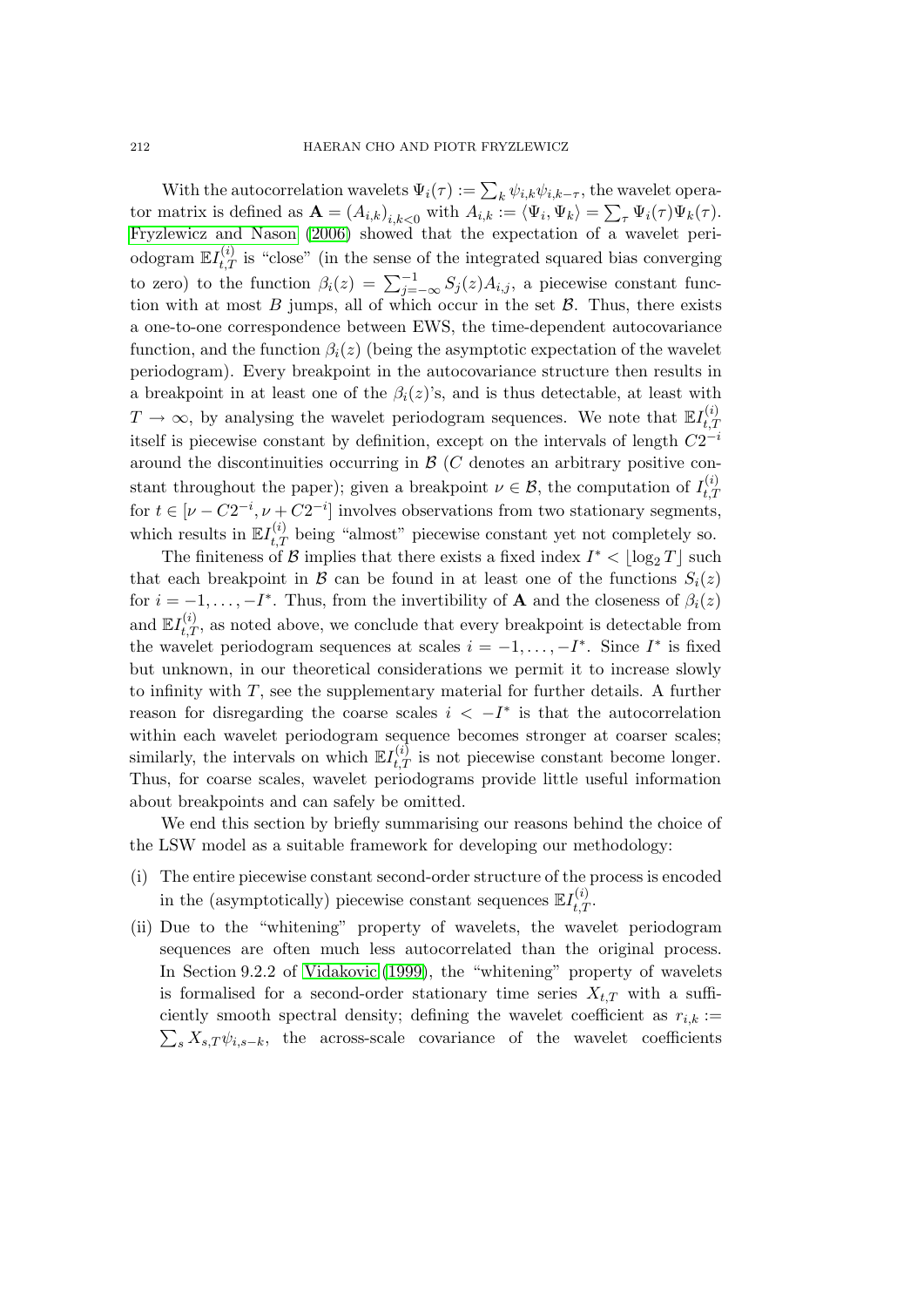With the autocorrelation wavelets $\Psi_i(\tau) := \sum_k \psi_{i,k}\psi_{i,k-\tau}$, the wavelet operator matrix is defined as $\mathbf{A} = (A_{i,k})_{i,k<0}$ with $A_{i,k} := \langle \Psi_i, \Psi_k \rangle = \sum_\tau \Psi_i(\tau)\Psi_k(\tau)$. Fryzlewicz and Nason (2006) showed that the expectation of a wavelet periodogram $\mathbb{E}I_{t,T}^{(i)}$ is "close" (in the sense of the integrated squared bias converging to zero) to the function $\beta_i(z) = \sum_{j=-\infty}^{-1} S_j(z)A_{i,j}$, a piecewise constant function with at most $B$ jumps, all of which occur in the set $\mathcal{B}$. Thus, there exists a one-to-one correspondence between EWS, the time-dependent autocovariance function, and the function $\beta_i(z)$ (being the asymptotic expectation of the wavelet periodogram). Every breakpoint in the autocovariance structure then results in a breakpoint in at least one of the $\beta_i(z)$'s, and is thus detectable, at least with $T \to \infty$, by analysing the wavelet periodogram sequences. We note that $\mathbb{E}I_{t,T}^{(i)}$ itself is piecewise constant by definition, except on the intervals of length $C2^{-i}$ around the discontinuities occurring in $\mathcal{B}$ ($C$ denotes an arbitrary positive constant throughout the paper); given a breakpoint $\nu \in \mathcal{B}$, the computation of $I_{t,T}^{(i)}$ for $t \in [\nu - C2^{-i}, \nu + C2^{-i}]$ involves observations from two stationary segments, which results in $\mathbb{E}I_{t,T}^{(i)}$ being "almost" piecewise constant yet not completely so.

The finiteness of $\mathcal{B}$ implies that there exists a fixed index $I^* < \lfloor \log_2 T \rfloor$ such that each breakpoint in $\mathcal{B}$ can be found in at least one of the functions $S_i(z)$ for $i = -1, \ldots, -I^*$. Thus, from the invertibility of $\mathbf{A}$ and the closeness of $\beta_i(z)$ and $\mathbb{E}I_{t,T}^{(i)}$, as noted above, we conclude that every breakpoint is detectable from the wavelet periodogram sequences at scales $i = -1, \ldots, -I^*$. Since $I^*$ is fixed but unknown, in our theoretical considerations we permit it to increase slowly to infinity with $T$, see the supplementary material for further details. A further reason for disregarding the coarse scales $i < -I^*$ is that the autocorrelation within each wavelet periodogram sequence becomes stronger at coarser scales; similarly, the intervals on which $\mathbb{E}I_{t,T}^{(i)}$ is not piecewise constant become longer. Thus, for coarse scales, wavelet periodograms provide little useful information about breakpoints and can safely be omitted.

We end this section by briefly summarising our reasons behind the choice of the LSW model as a suitable framework for developing our methodology:

(i) The entire piecewise constant second-order structure of the process is encoded in the (asymptotically) piecewise constant sequences $\mathbb{E}I_{t,T}^{(i)}$.

(ii) Due to the "whitening" property of wavelets, the wavelet periodogram sequences are often much less autocorrelated than the original process. In Section 9.2.2 of Vidakovic (1999), the "whitening" property of wavelets is formalised for a second-order stationary time series $X_{t,T}$ with a sufficiently smooth spectral density; defining the wavelet coefficient as $r_{i,k} := \sum_s X_{s,T}\psi_{i,s-k}$, the across-scale covariance of the wavelet coefficients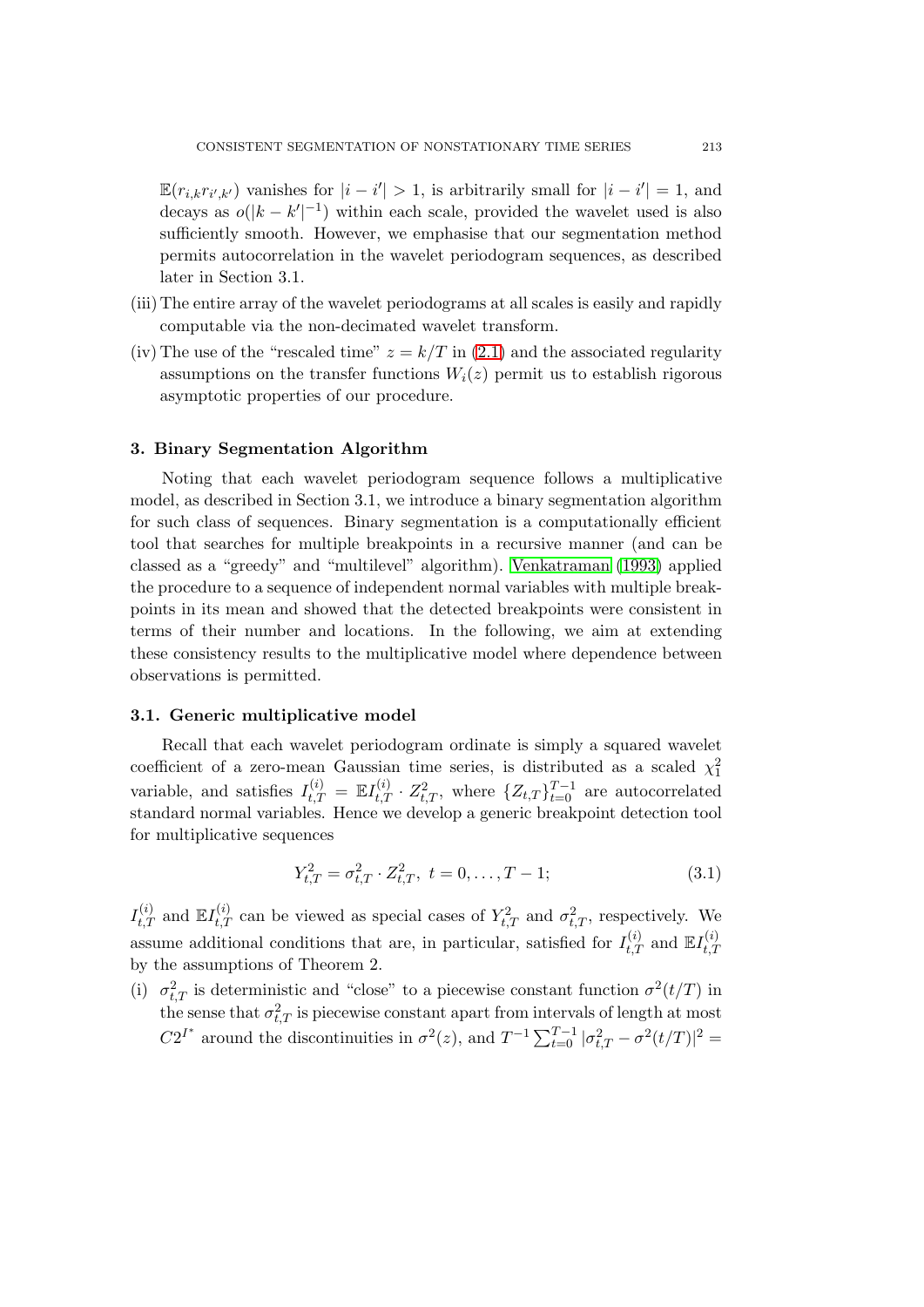$\mathbb{E}(r_{i,k} r_{i',k'})$ vanishes for $|i - i'| > 1$, is arbitrarily small for $|i - i'| = 1$, and decays as $o(|k - k'|^{-1})$ within each scale, provided the wavelet used is also sufficiently smooth. However, we emphasise that our segmentation method permits autocorrelation in the wavelet periodogram sequences, as described later in Section 3.1.

(iii) The entire array of the wavelet periodograms at all scales is easily and rapidly computable via the non-decimated wavelet transform.

(iv) The use of the "rescaled time" $z = k/T$ in (2.1) and the associated regularity assumptions on the transfer functions $W_i(z)$ permit us to establish rigorous asymptotic properties of our procedure.

## 3. Binary Segmentation Algorithm

Noting that each wavelet periodogram sequence follows a multiplicative model, as described in Section 3.1, we introduce a binary segmentation algorithm for such class of sequences. Binary segmentation is a computationally efficient tool that searches for multiple breakpoints in a recursive manner (and can be classed as a "greedy" and "multilevel" algorithm). Venkatraman (1993) applied the procedure to a sequence of independent normal variables with multiple breakpoints in its mean and showed that the detected breakpoints were consistent in terms of their number and locations. In the following, we aim at extending these consistency results to the multiplicative model where dependence between observations is permitted.

### 3.1. Generic multiplicative model

Recall that each wavelet periodogram ordinate is simply a squared wavelet coefficient of a zero-mean Gaussian time series, is distributed as a scaled $\chi^2_1$ variable, and satisfies $I^{(i)}_{t,T} = \mathbb{E}I^{(i)}_{t,T} \cdot Z^2_{t,T}$, where $\{Z_{t,T}\}_{t=0}^{T-1}$ are autocorrelated standard normal variables. Hence we develop a generic breakpoint detection tool for multiplicative sequences

$$Y^2_{t,T} = \sigma^2_{t,T} \cdot Z^2_{t,T}, \; t = 0, \ldots, T-1; \tag{3.1}$$

$I^{(i)}_{t,T}$ and $\mathbb{E}I^{(i)}_{t,T}$ can be viewed as special cases of $Y^2_{t,T}$ and $\sigma^2_{t,T}$, respectively. We assume additional conditions that are, in particular, satisfied for $I^{(i)}_{t,T}$ and $\mathbb{E}I^{(i)}_{t,T}$ by the assumptions of Theorem 2.

(i) $\sigma^2_{t,T}$ is deterministic and "close" to a piecewise constant function $\sigma^2(t/T)$ in the sense that $\sigma^2_{t,T}$ is piecewise constant apart from intervals of length at most $C2^{I^*}$ around the discontinuities in $\sigma^2(z)$, and $T^{-1}\sum_{t=0}^{T-1} |\sigma^2_{t,T} - \sigma^2(t/T)|^2 =$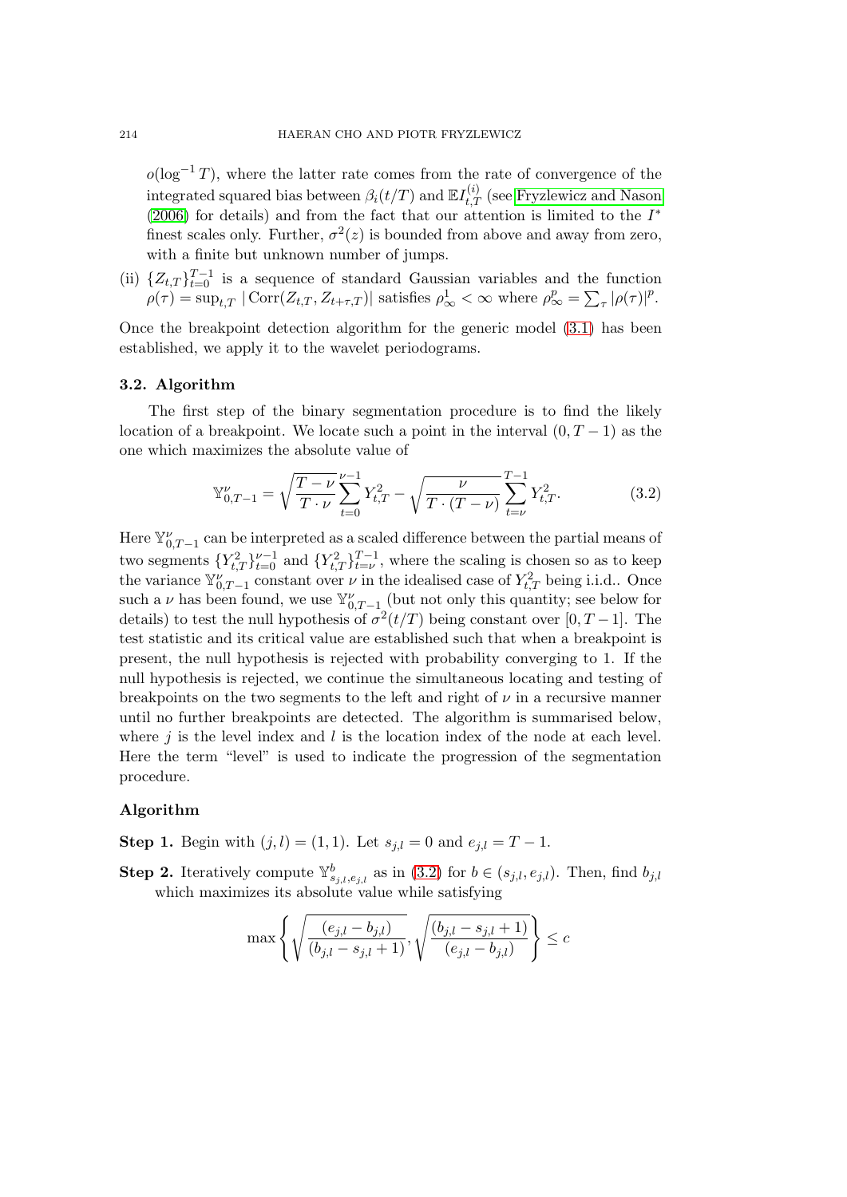$o(\log^{-1} T)$, where the latter rate comes from the rate of convergence of the integrated squared bias between $\beta_i(t/T)$ and $\mathbb{E}I_{t,T}^{(i)}$ (see Fryzlewicz and Nason (2006) for details) and from the fact that our attention is limited to the $I^*$ finest scales only. Further, $\sigma^2(z)$ is bounded from above and away from zero, with a finite but unknown number of jumps.

(ii) $\{Z_{t,T}\}_{t=0}^{T-1}$ is a sequence of standard Gaussian variables and the function $\rho(\tau) = \sup_{t,T} |\text{Corr}(Z_{t,T}, Z_{t+\tau,T})|$ satisfies $\rho_\infty^1 < \infty$ where $\rho_\infty^p = \sum_\tau |\rho(\tau)|^p$.

Once the breakpoint detection algorithm for the generic model (3.1) has been established, we apply it to the wavelet periodograms.

### 3.2. Algorithm

The first step of the binary segmentation procedure is to find the likely location of a breakpoint. We locate such a point in the interval $(0, T-1)$ as the one which maximizes the absolute value of

$$\mathbb{Y}_{0,T-1}^{\nu} = \sqrt{\frac{T-\nu}{T \cdot \nu}} \sum_{t=0}^{\nu-1} Y_{t,T}^2 - \sqrt{\frac{\nu}{T \cdot (T-\nu)}} \sum_{t=\nu}^{T-1} Y_{t,T}^2. \tag{3.2}$$

Here $\mathbb{Y}_{0,T-1}^{\nu}$ can be interpreted as a scaled difference between the partial means of two segments $\{Y_{t,T}^2\}_{t=0}^{\nu-1}$ and $\{Y_{t,T}^2\}_{t=\nu}^{T-1}$, where the scaling is chosen so as to keep the variance $\mathbb{Y}_{0,T-1}^{\nu}$ constant over $\nu$ in the idealised case of $Y_{t,T}^2$ being i.i.d.. Once such a $\nu$ has been found, we use $\mathbb{Y}_{0,T-1}^{\nu}$ (but not only this quantity; see below for details) to test the null hypothesis of $\sigma^2(t/T)$ being constant over $[0, T-1]$. The test statistic and its critical value are established such that when a breakpoint is present, the null hypothesis is rejected with probability converging to 1. If the null hypothesis is rejected, we continue the simultaneous locating and testing of breakpoints on the two segments to the left and right of $\nu$ in a recursive manner until no further breakpoints are detected. The algorithm is summarised below, where $j$ is the level index and $l$ is the location index of the node at each level. Here the term "level" is used to indicate the progression of the segmentation procedure.

#### Algorithm

**Step 1.** Begin with $(j, l) = (1, 1)$. Let $s_{j,l} = 0$ and $e_{j,l} = T - 1$.

**Step 2.** Iteratively compute $\mathbb{Y}_{s_{j,l},e_{j,l}}^{b}$ as in (3.2) for $b \in (s_{j,l}, e_{j,l})$. Then, find $b_{j,l}$ which maximizes its absolute value while satisfying

$$\max\left\{ \sqrt{\frac{(e_{j,l} - b_{j,l})}{(b_{j,l} - s_{j,l} + 1)}}, \sqrt{\frac{(b_{j,l} - s_{j,l} + 1)}{(e_{j,l} - b_{j,l})}} \right\} \leq c$$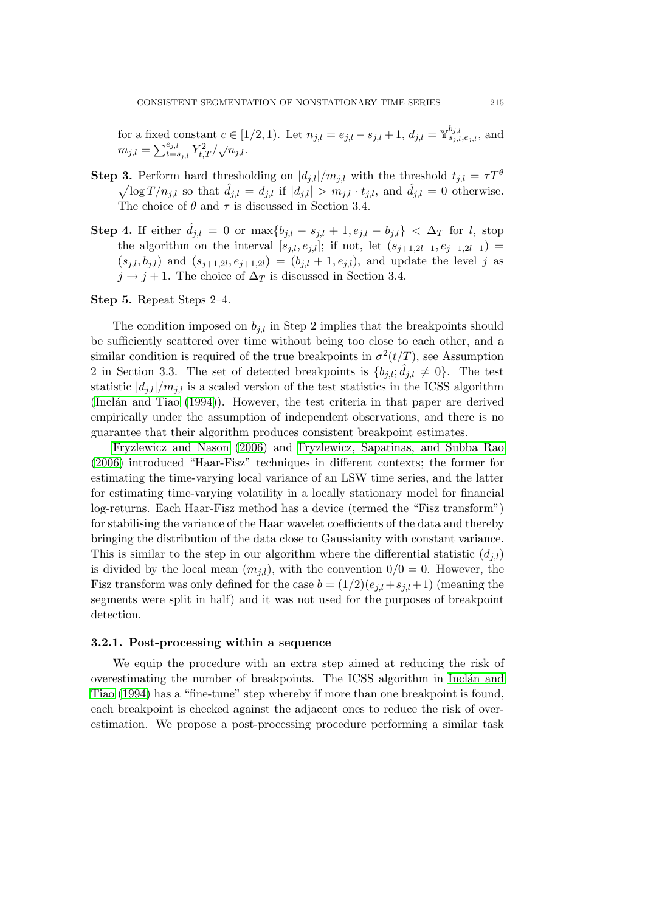for a fixed constant $c \in [1/2, 1)$. Let $n_{j,l} = e_{j,l} - s_{j,l} + 1$, $d_{j,l} = \mathbb{Y}^{b_{j,l}}_{s_{j,l},e_{j,l}}$, and $m_{j,l} = \sum_{t=s_{j,l}}^{e_{j,l}} Y^2_{t,T} / \sqrt{n_{j,l}}$.

**Step 3.** Perform hard thresholding on $|d_{j,l}|/m_{j,l}$ with the threshold $t_{j,l} = \tau T^{\theta} \sqrt{\log T / n_{j,l}}$ so that $\hat{d}_{j,l} = d_{j,l}$ if $|d_{j,l}| > m_{j,l} \cdot t_{j,l}$, and $\hat{d}_{j,l} = 0$ otherwise. The choice of $\theta$ and $\tau$ is discussed in Section 3.4.

**Step 4.** If either $\hat{d}_{j,l} = 0$ or $\max\{b_{j,l} - s_{j,l} + 1, e_{j,l} - b_{j,l}\} < \Delta_T$ for $l$, stop the algorithm on the interval $[s_{j,l}, e_{j,l}]$; if not, let $(s_{j+1,2l-1}, e_{j+1,2l-1}) = (s_{j,l}, b_{j,l})$ and $(s_{j+1,2l}, e_{j+1,2l}) = (b_{j,l} + 1, e_{j,l})$, and update the level $j$ as $j \to j + 1$. The choice of $\Delta_T$ is discussed in Section 3.4.

**Step 5.** Repeat Steps 2–4.

The condition imposed on $b_{j,l}$ in Step 2 implies that the breakpoints should be sufficiently scattered over time without being too close to each other, and a similar condition is required of the true breakpoints in $\sigma^2(t/T)$, see Assumption 2 in Section 3.3. The set of detected breakpoints is $\{b_{j,l}; \hat{d}_{j,l} \neq 0\}$. The test statistic $|d_{j,l}|/m_{j,l}$ is a scaled version of the test statistics in the ICSS algorithm (Inclán and Tiao (1994)). However, the test criteria in that paper are derived empirically under the assumption of independent observations, and there is no guarantee that their algorithm produces consistent breakpoint estimates.

Fryzlewicz and Nason (2006) and Fryzlewicz, Sapatinas, and Subba Rao (2006) introduced "Haar-Fisz" techniques in different contexts; the former for estimating the time-varying local variance of an LSW time series, and the latter for estimating time-varying volatility in a locally stationary model for financial log-returns. Each Haar-Fisz method has a device (termed the "Fisz transform") for stabilising the variance of the Haar wavelet coefficients of the data and thereby bringing the distribution of the data close to Gaussianity with constant variance. This is similar to the step in our algorithm where the differential statistic $(d_{j,l})$ is divided by the local mean $(m_{j,l})$, with the convention $0/0 = 0$. However, the Fisz transform was only defined for the case $b = (1/2)(e_{j,l} + s_{j,l} + 1)$ (meaning the segments were split in half) and it was not used for the purposes of breakpoint detection.

### 3.2.1. Post-processing within a sequence

We equip the procedure with an extra step aimed at reducing the risk of overestimating the number of breakpoints. The ICSS algorithm in Inclán and Tiao (1994) has a "fine-tune" step whereby if more than one breakpoint is found, each breakpoint is checked against the adjacent ones to reduce the risk of overestimation. We propose a post-processing procedure performing a similar task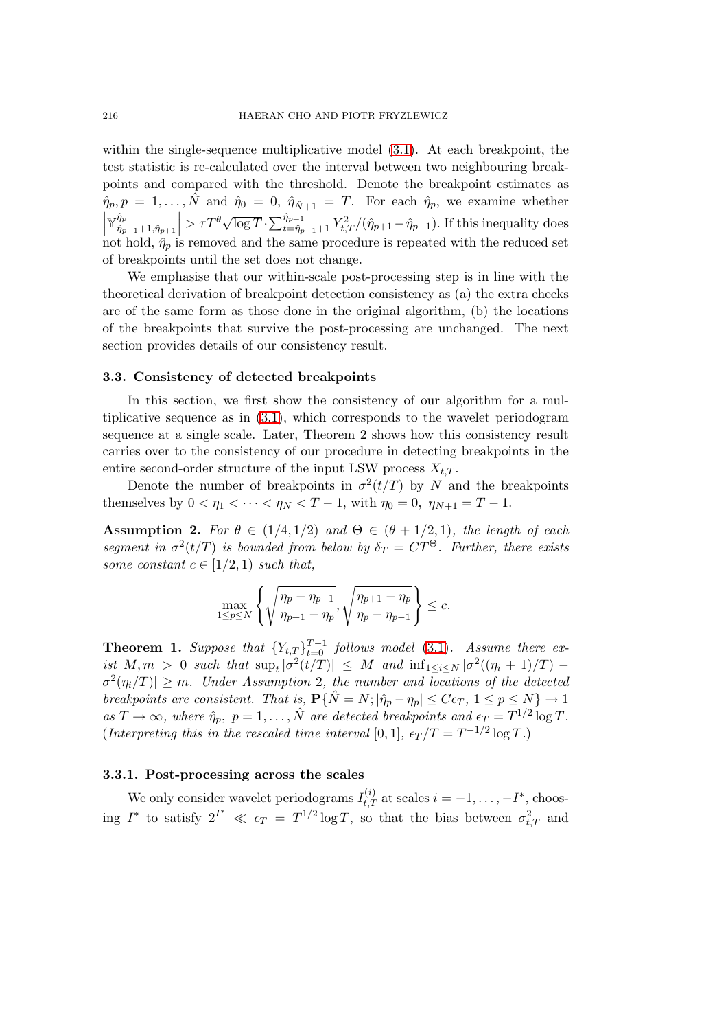within the single-sequence multiplicative model (3.1). At each breakpoint, the test statistic is re-calculated over the interval between two neighbouring breakpoints and compared with the threshold. Denote the breakpoint estimates as $\hat{\eta}_p, p = 1, \ldots, \hat{N}$ and $\hat{\eta}_0 = 0$, $\hat{\eta}_{\hat{N}+1} = T$. For each $\hat{\eta}_p$, we examine whether $\left|\mathbb{Y}^{\hat{\eta}_p}_{\hat{\eta}_{p-1}+1,\hat{\eta}_{p+1}}\right| > \tau T^{\theta}\sqrt{\log T} \cdot \sum_{t=\hat{\eta}_{p-1}+1}^{\hat{\eta}_{p+1}} Y_{t,T}^2/(\hat{\eta}_{p+1} - \hat{\eta}_{p-1})$. If this inequality does not hold, $\hat{\eta}_p$ is removed and the same procedure is repeated with the reduced set of breakpoints until the set does not change.

We emphasise that our within-scale post-processing step is in line with the theoretical derivation of breakpoint detection consistency as (a) the extra checks are of the same form as those done in the original algorithm, (b) the locations of the breakpoints that survive the post-processing are unchanged. The next section provides details of our consistency result.

### 3.3. Consistency of detected breakpoints

In this section, we first show the consistency of our algorithm for a multiplicative sequence as in (3.1), which corresponds to the wavelet periodogram sequence at a single scale. Later, Theorem 2 shows how this consistency result carries over to the consistency of our procedure in detecting breakpoints in the entire second-order structure of the input LSW process $X_{t,T}$.

Denote the number of breakpoints in $\sigma^2(t/T)$ by $N$ and the breakpoints themselves by $0 < \eta_1 < \cdots < \eta_N < T - 1$, with $\eta_0 = 0$, $\eta_{N+1} = T - 1$.

**Assumption 2.** *For $\theta \in (1/4, 1/2)$ and $\Theta \in (\theta + 1/2, 1)$, the length of each segment in $\sigma^2(t/T)$ is bounded from below by $\delta_T = CT^{\Theta}$. Further, there exists some constant $c \in [1/2, 1)$ such that,*

$$\max_{1 \le p \le N} \left\{ \sqrt{\frac{\eta_p - \eta_{p-1}}{\eta_{p+1} - \eta_p}}, \sqrt{\frac{\eta_{p+1} - \eta_p}{\eta_p - \eta_{p-1}}} \right\} \le c.$$

**Theorem 1.** *Suppose that $\{Y_{t,T}\}_{t=0}^{T-1}$ follows model (3.1). Assume there exist $M, m > 0$ such that $\sup_t |\sigma^2(t/T)| \le M$ and $\inf_{1 \le i \le N} |\sigma^2((\eta_i + 1)/T) - \sigma^2(\eta_i/T)| \ge m$. Under Assumption 2, the number and locations of the detected breakpoints are consistent. That is, $\mathbf{P}\{\hat{N} = N; |\hat{\eta}_p - \eta_p| \le C\epsilon_T,\ 1 \le p \le N\} \to 1$ as $T \to \infty$, where $\hat{\eta}_p,\ p = 1, \ldots, \hat{N}$ are detected breakpoints and $\epsilon_T = T^{1/2}\log T$. (Interpreting this in the rescaled time interval $[0, 1]$, $\epsilon_T/T = T^{-1/2}\log T$.)*

#### 3.3.1. Post-processing across the scales

We only consider wavelet periodograms $I^{(i)}_{t,T}$ at scales $i = -1, \ldots, -I^*$, choosing $I^*$ to satisfy $2^{I^*} \ll \epsilon_T = T^{1/2}\log T$, so that the bias between $\sigma^2_{t,T}$ and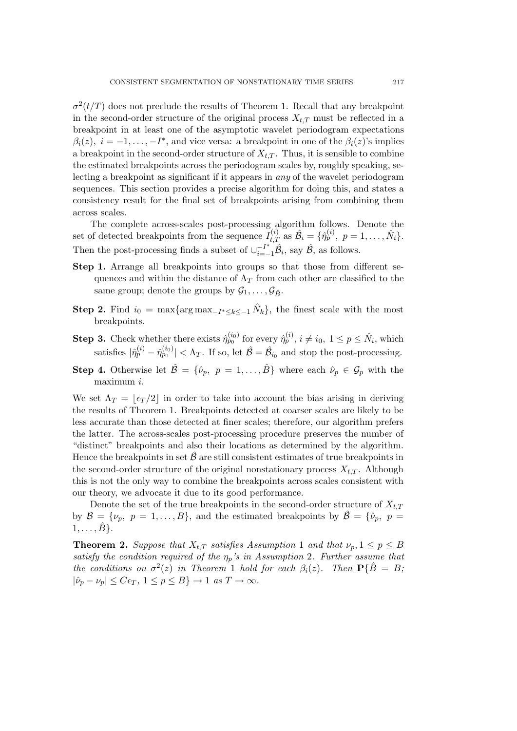$\sigma^2(t/T)$ does not preclude the results of Theorem 1. Recall that any breakpoint in the second-order structure of the original process $X_{t,T}$ must be reflected in a breakpoint in at least one of the asymptotic wavelet periodogram expectations $\beta_i(z)$, $i = -1, \ldots, -I^*$, and vice versa: a breakpoint in one of the $\beta_i(z)$'s implies a breakpoint in the second-order structure of $X_{t,T}$. Thus, it is sensible to combine the estimated breakpoints across the periodogram scales by, roughly speaking, selecting a breakpoint as significant if it appears in *any* of the wavelet periodogram sequences. This section provides a precise algorithm for doing this, and states a consistency result for the final set of breakpoints arising from combining them across scales.

The complete across-scales post-processing algorithm follows. Denote the set of detected breakpoints from the sequence $I_{t,T}^{(i)}$ as $\hat{\mathcal{B}}_i = \{\hat{\eta}_p^{(i)},\ p = 1, \ldots, \hat{N}_i\}$. Then the post-processing finds a subset of $\cup_{i=-1}^{-I^*} \hat{\mathcal{B}}_i$, say $\hat{\mathcal{B}}$, as follows.

**Step 1.** Arrange all breakpoints into groups so that those from different sequences and within the distance of $\Lambda_T$ from each other are classified to the same group; denote the groups by $\mathcal{G}_1, \ldots, \mathcal{G}_{\hat{B}}$.

**Step 2.** Find $i_0 = \max\{\arg\max_{-I^* \le k \le -1} \hat{N}_k\}$, the finest scale with the most breakpoints.

**Step 3.** Check whether there exists $\hat{\eta}_{p_0}^{(i_0)}$ for every $\hat{\eta}_p^{(i)}$, $i \neq i_0$, $1 \le p \le \hat{N}_i$, which satisfies $|\hat{\eta}_p^{(i)} - \hat{\eta}_{p_0}^{(i_0)}| < \Lambda_T$. If so, let $\hat{\mathcal{B}} = \hat{\mathcal{B}}_{i_0}$ and stop the post-processing.

**Step 4.** Otherwise let $\hat{\mathcal{B}} = \{\hat{\nu}_p,\ p = 1, \ldots, \hat{B}\}$ where each $\hat{\nu}_p \in \mathcal{G}_p$ with the maximum $i$.

We set $\Lambda_T = \lfloor \epsilon_T/2 \rfloor$ in order to take into account the bias arising in deriving the results of Theorem 1. Breakpoints detected at coarser scales are likely to be less accurate than those detected at finer scales; therefore, our algorithm prefers the latter. The across-scales post-processing procedure preserves the number of "distinct" breakpoints and also their locations as determined by the algorithm. Hence the breakpoints in set $\hat{\mathcal{B}}$ are still consistent estimates of true breakpoints in the second-order structure of the original nonstationary process $X_{t,T}$. Although this is not the only way to combine the breakpoints across scales consistent with our theory, we advocate it due to its good performance.

Denote the set of the true breakpoints in the second-order structure of $X_{t,T}$ by $\mathcal{B} = \{\nu_p,\ p = 1, \ldots, B\}$, and the estimated breakpoints by $\hat{\mathcal{B}} = \{\hat{\nu}_p,\ p = 1, \ldots, \hat{B}\}$.

**Theorem 2.** *Suppose that $X_{t,T}$ satisfies Assumption 1 and that $\nu_p, 1 \le p \le B$ satisfy the condition required of the $\eta_p$'s in Assumption 2. Further assume that the conditions on $\sigma^2(z)$ in Theorem 1 hold for each $\beta_i(z)$. Then $\mathbf{P}\{\hat{B} = B;\ |\hat{\nu}_p - \nu_p| \le C\epsilon_T,\ 1 \le p \le B\} \to 1$ as $T \to \infty$.*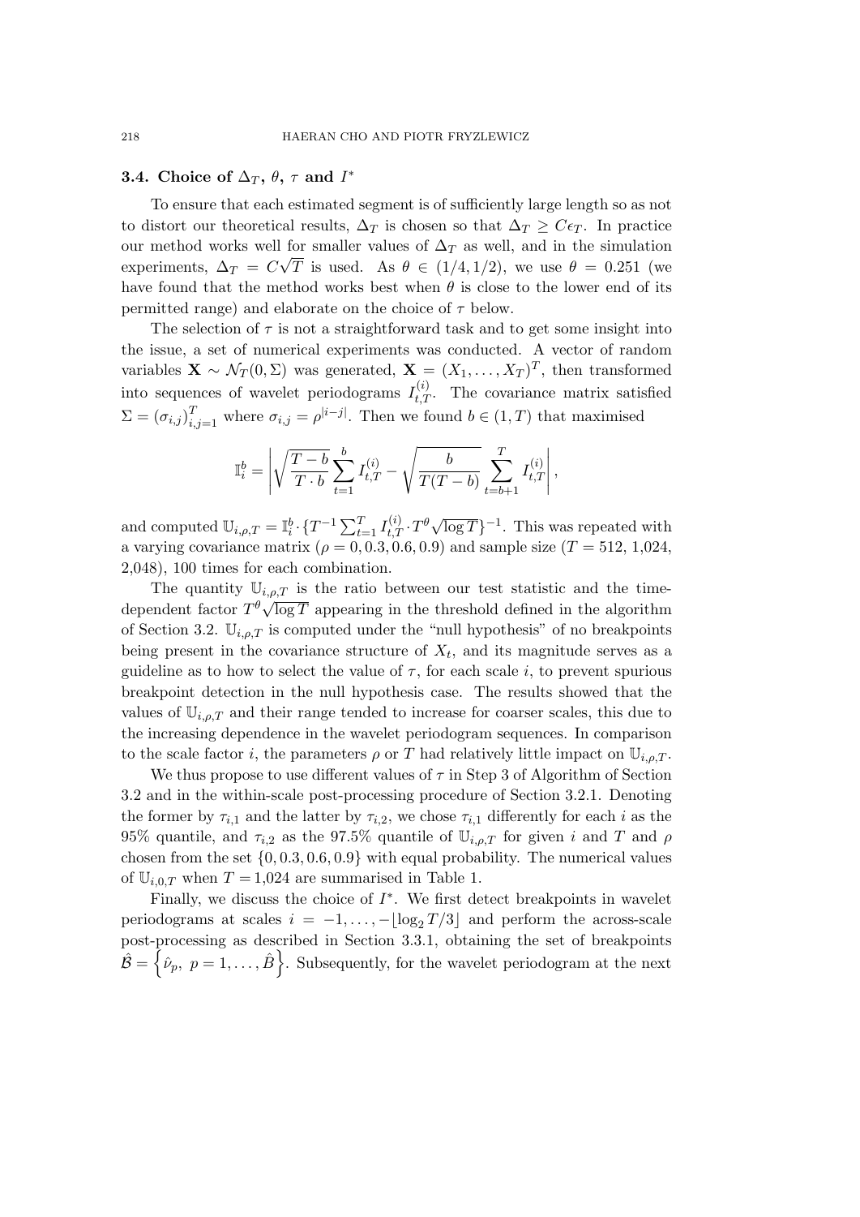### 3.4. Choice of $\Delta_T$, $\theta$, $\tau$ and $I^*$

To ensure that each estimated segment is of sufficiently large length so as not to distort our theoretical results, $\Delta_T$ is chosen so that $\Delta_T \geq C\epsilon_T$. In practice our method works well for smaller values of $\Delta_T$ as well, and in the simulation experiments, $\Delta_T = C\sqrt{T}$ is used. As $\theta \in (1/4, 1/2)$, we use $\theta = 0.251$ (we have found that the method works best when $\theta$ is close to the lower end of its permitted range) and elaborate on the choice of $\tau$ below.

The selection of $\tau$ is not a straightforward task and to get some insight into the issue, a set of numerical experiments was conducted. A vector of random variables $\mathbf{X} \sim \mathcal{N}_T(0, \Sigma)$ was generated, $\mathbf{X} = (X_1, \ldots, X_T)^T$, then transformed into sequences of wavelet periodograms $I_{t,T}^{(i)}$. The covariance matrix satisfied $\Sigma = (\sigma_{i,j})_{i,j=1}^T$ where $\sigma_{i,j} = \rho^{|i-j|}$. Then we found $b \in (1, T)$ that maximised

$$\mathbb{I}_i^b = \left| \sqrt{\frac{T-b}{T \cdot b}} \sum_{t=1}^{b} I_{t,T}^{(i)} - \sqrt{\frac{b}{T(T-b)}} \sum_{t=b+1}^{T} I_{t,T}^{(i)} \right|,$$

and computed $\mathbb{U}_{i,\rho,T} = \mathbb{I}_i^b \cdot \{T^{-1} \sum_{t=1}^T I_{t,T}^{(i)} \cdot T^\theta \sqrt{\log T}\}^{-1}$. This was repeated with a varying covariance matrix ($\rho = 0, 0.3, 0.6, 0.9$) and sample size ($T = 512$, 1,024, 2,048), 100 times for each combination.

The quantity $\mathbb{U}_{i,\rho,T}$ is the ratio between our test statistic and the time-dependent factor $T^\theta\sqrt{\log T}$ appearing in the threshold defined in the algorithm of Section 3.2. $\mathbb{U}_{i,\rho,T}$ is computed under the "null hypothesis" of no breakpoints being present in the covariance structure of $X_t$, and its magnitude serves as a guideline as to how to select the value of $\tau$, for each scale $i$, to prevent spurious breakpoint detection in the null hypothesis case. The results showed that the values of $\mathbb{U}_{i,\rho,T}$ and their range tended to increase for coarser scales, this due to the increasing dependence in the wavelet periodogram sequences. In comparison to the scale factor $i$, the parameters $\rho$ or $T$ had relatively little impact on $\mathbb{U}_{i,\rho,T}$.

We thus propose to use different values of $\tau$ in Step 3 of Algorithm of Section 3.2 and in the within-scale post-processing procedure of Section 3.2.1. Denoting the former by $\tau_{i,1}$ and the latter by $\tau_{i,2}$, we chose $\tau_{i,1}$ differently for each $i$ as the 95% quantile, and $\tau_{i,2}$ as the 97.5% quantile of $\mathbb{U}_{i,\rho,T}$ for given $i$ and $T$ and $\rho$ chosen from the set $\{0, 0.3, 0.6, 0.9\}$ with equal probability. The numerical values of $\mathbb{U}_{i,0,T}$ when $T = 1{,}024$ are summarised in Table 1.

Finally, we discuss the choice of $I^*$. We first detect breakpoints in wavelet periodograms at scales $i = -1, \ldots, -\lfloor \log_2 T/3 \rfloor$ and perform the across-scale post-processing as described in Section 3.3.1, obtaining the set of breakpoints $\hat{\mathcal{B}} = \left\{\hat{\nu}_p,\ p = 1, \ldots, \hat{B}\right\}$. Subsequently, for the wavelet periodogram at the next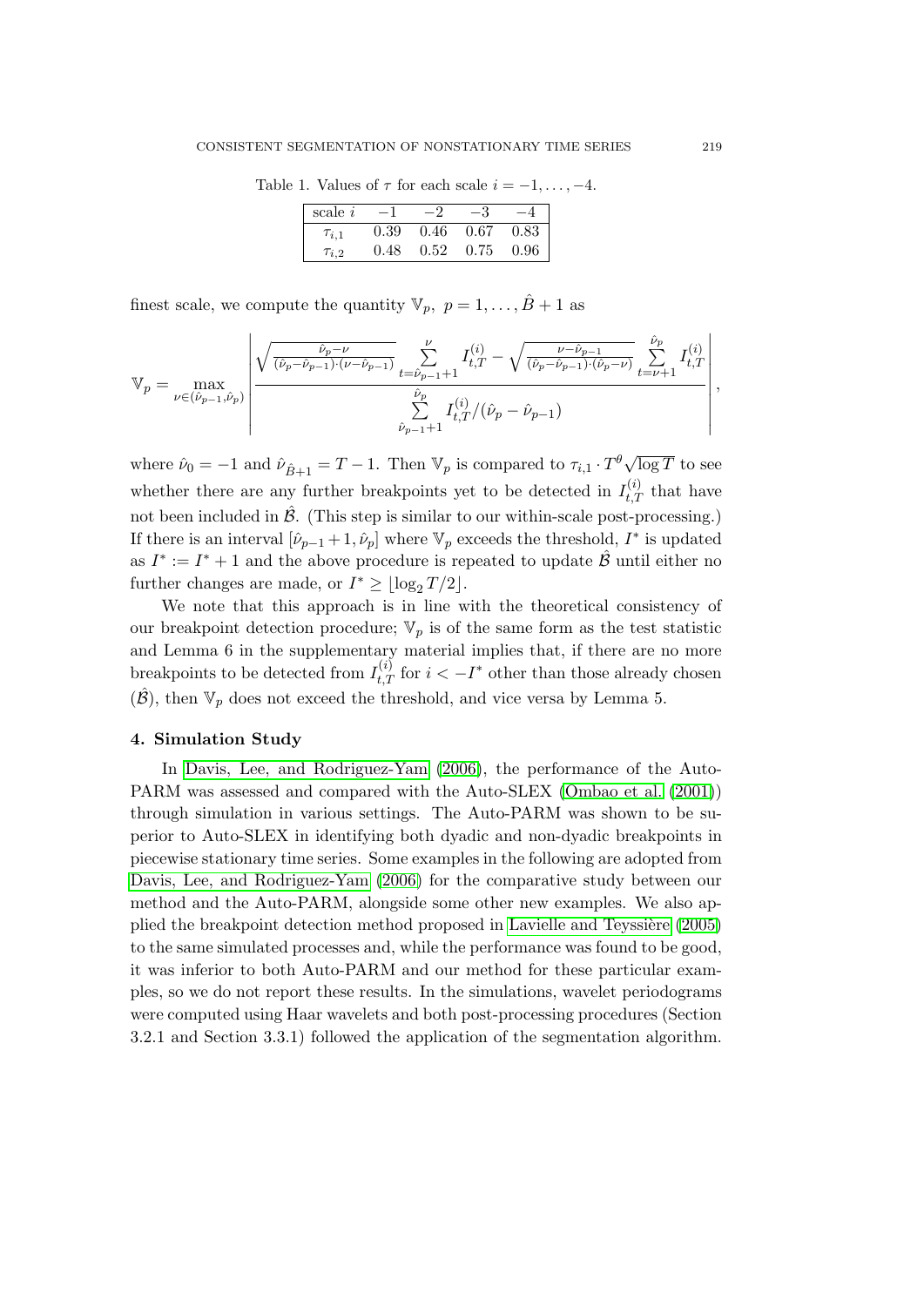Table 1. Values of $\tau$ for each scale $i = -1, \ldots, -4$.

| scale $i$ | $-1$ | $-2$ | $-3$ | $-4$ |
|---|---|---|---|---|
| $\tau_{i,1}$ | 0.39 | 0.46 | 0.67 | 0.83 |
| $\tau_{i,2}$ | 0.48 | 0.52 | 0.75 | 0.96 |

finest scale, we compute the quantity $\mathbb{V}_p,\ p = 1, \ldots, \hat{B}+1$ as

$$\mathbb{V}_p = \max_{\nu \in (\hat{\nu}_{p-1}, \hat{\nu}_p)} \left| \frac{\sqrt{\frac{\hat{\nu}_p - \nu}{(\hat{\nu}_p - \hat{\nu}_{p-1}) \cdot (\nu - \hat{\nu}_{p-1})}} \sum_{t=\hat{\nu}_{p-1}+1}^{\nu} I_{t,T}^{(i)} - \sqrt{\frac{\nu - \hat{\nu}_{p-1}}{(\hat{\nu}_p - \hat{\nu}_{p-1}) \cdot (\hat{\nu}_p - \nu)}} \sum_{t=\nu+1}^{\hat{\nu}_p} I_{t,T}^{(i)}}{\sum_{\hat{\nu}_{p-1}+1}^{\hat{\nu}_p} I_{t,T}^{(i)} / (\hat{\nu}_p - \hat{\nu}_{p-1})} \right|,$$

where $\hat{\nu}_0 = -1$ and $\hat{\nu}_{\hat{B}+1} = T-1$. Then $\mathbb{V}_p$ is compared to $\tau_{i,1} \cdot T^{\theta}\sqrt{\log T}$ to see whether there are any further breakpoints yet to be detected in $I_{t,T}^{(i)}$ that have not been included in $\hat{\mathcal{B}}$. (This step is similar to our within-scale post-processing.) If there is an interval $[\hat{\nu}_{p-1}+1, \hat{\nu}_p]$ where $\mathbb{V}_p$ exceeds the threshold, $I^*$ is updated as $I^* := I^* + 1$ and the above procedure is repeated to update $\hat{\mathcal{B}}$ until either no further changes are made, or $I^* \geq \lfloor \log_2 T/2 \rfloor$.

We note that this approach is in line with the theoretical consistency of our breakpoint detection procedure; $\mathbb{V}_p$ is of the same form as the test statistic and Lemma 6 in the supplementary material implies that, if there are no more breakpoints to be detected from $I_{t,T}^{(i)}$ for $i < -I^*$ other than those already chosen ($\hat{\mathcal{B}}$), then $\mathbb{V}_p$ does not exceed the threshold, and vice versa by Lemma 5.

## 4. Simulation Study

In Davis, Lee, and Rodriguez-Yam (2006), the performance of the Auto-PARM was assessed and compared with the Auto-SLEX (Ombao et al. (2001)) through simulation in various settings. The Auto-PARM was shown to be superior to Auto-SLEX in identifying both dyadic and non-dyadic breakpoints in piecewise stationary time series. Some examples in the following are adopted from Davis, Lee, and Rodriguez-Yam (2006) for the comparative study between our method and the Auto-PARM, alongside some other new examples. We also applied the breakpoint detection method proposed in Lavielle and Teyssière (2005) to the same simulated processes and, while the performance was found to be good, it was inferior to both Auto-PARM and our method for these particular examples, so we do not report these results. In the simulations, wavelet periodograms were computed using Haar wavelets and both post-processing procedures (Section 3.2.1 and Section 3.3.1) followed the application of the segmentation algorithm.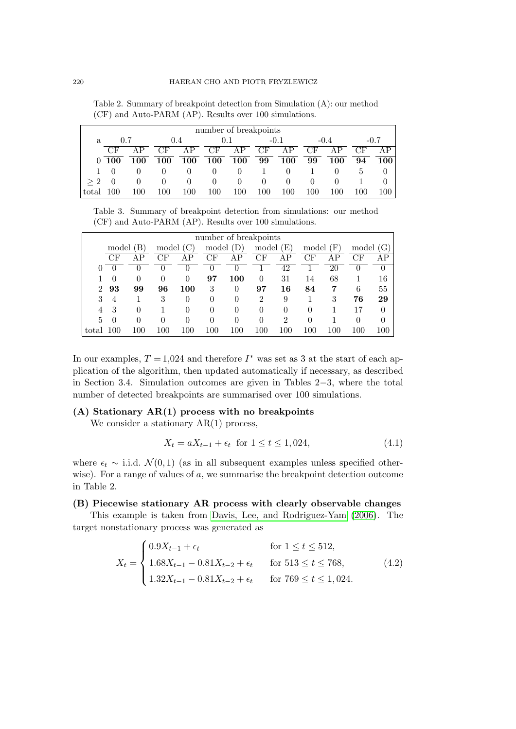Table 2. Summary of breakpoint detection from Simulation (A): our method (CF) and Auto-PARM (AP). Results over 100 simulations.

| | number of breakpoints | | | | | | | | | | | |
|---|---|---|---|---|---|---|---|---|---|---|---|---|
| a | 0.7 | | 0.4 | | 0.1 | | -0.1 | | -0.4 | | -0.7 | |
| | CF | AP | CF | AP | CF | AP | CF | AP | CF | AP | CF | AP |
| 0 | **100** | **100** | **100** | **100** | **100** | **100** | **99** | **100** | **99** | **100** | **94** | **100** |
| 1 | 0 | 0 | 0 | 0 | 0 | 0 | 1 | 0 | 1 | 0 | 5 | 0 |
| $\geq 2$ | 0 | 0 | 0 | 0 | 0 | 0 | 0 | 0 | 0 | 0 | 1 | 0 |
| total | 100 | 100 | 100 | 100 | 100 | 100 | 100 | 100 | 100 | 100 | 100 | 100 |

Table 3. Summary of breakpoint detection from simulations: our method (CF) and Auto-PARM (AP). Results over 100 simulations.

| | number of breakpoints | | | | | | | | | | | |
|---|---|---|---|---|---|---|---|---|---|---|---|---|
| | model (B) | | model (C) | | model (D) | | model (E) | | model (F) | | model (G) | |
| | CF | AP | CF | AP | CF | AP | CF | AP | CF | AP | CF | AP |
| 0 | 0 | 0 | 0 | 0 | 0 | 0 | 1 | 42 | 1 | 20 | 0 | 0 |
| 1 | 0 | 0 | 0 | 0 | **97** | **100** | 0 | 31 | 14 | 68 | 1 | 16 |
| 2 | **93** | **99** | **96** | **100** | 3 | 0 | **97** | **16** | **84** | **7** | 6 | 55 |
| 3 | 4 | 1 | 3 | 0 | 0 | 0 | 2 | 9 | 1 | 3 | **76** | **29** |
| 4 | 3 | 0 | 1 | 0 | 0 | 0 | 0 | 0 | 0 | 1 | 17 | 0 |
| 5 | 0 | 0 | 0 | 0 | 0 | 0 | 0 | 2 | 0 | 1 | 0 | 0 |
| total | 100 | 100 | 100 | 100 | 100 | 100 | 100 | 100 | 100 | 100 | 100 | 100 |

In our examples, $T = 1{,}024$ and therefore $I^*$ was set as 3 at the start of each application of the algorithm, then updated automatically if necessary, as described in Section 3.4. Simulation outcomes are given in Tables 2−3, where the total number of detected breakpoints are summarised over 100 simulations.

### (A) Stationary AR(1) process with no breakpoints

We consider a stationary AR(1) process,

$$X_t = aX_{t-1} + \epsilon_t \quad \text{for } 1 \leq t \leq 1,024, \tag{4.1}$$

where $\epsilon_t \sim$ i.i.d. $\mathcal{N}(0, 1)$ (as in all subsequent examples unless specified otherwise). For a range of values of $a$, we summarise the breakpoint detection outcome in Table 2.

### (B) Piecewise stationary AR process with clearly observable changes

This example is taken from Davis, Lee, and Rodriguez-Yam (2006). The target nonstationary process was generated as

$$X_t = \begin{cases} 0.9X_{t-1} + \epsilon_t & \text{for } 1 \leq t \leq 512, \\ 1.68X_{t-1} - 0.81X_{t-2} + \epsilon_t & \text{for } 513 \leq t \leq 768, \\ 1.32X_{t-1} - 0.81X_{t-2} + \epsilon_t & \text{for } 769 \leq t \leq 1,024. \end{cases} \tag{4.2}$$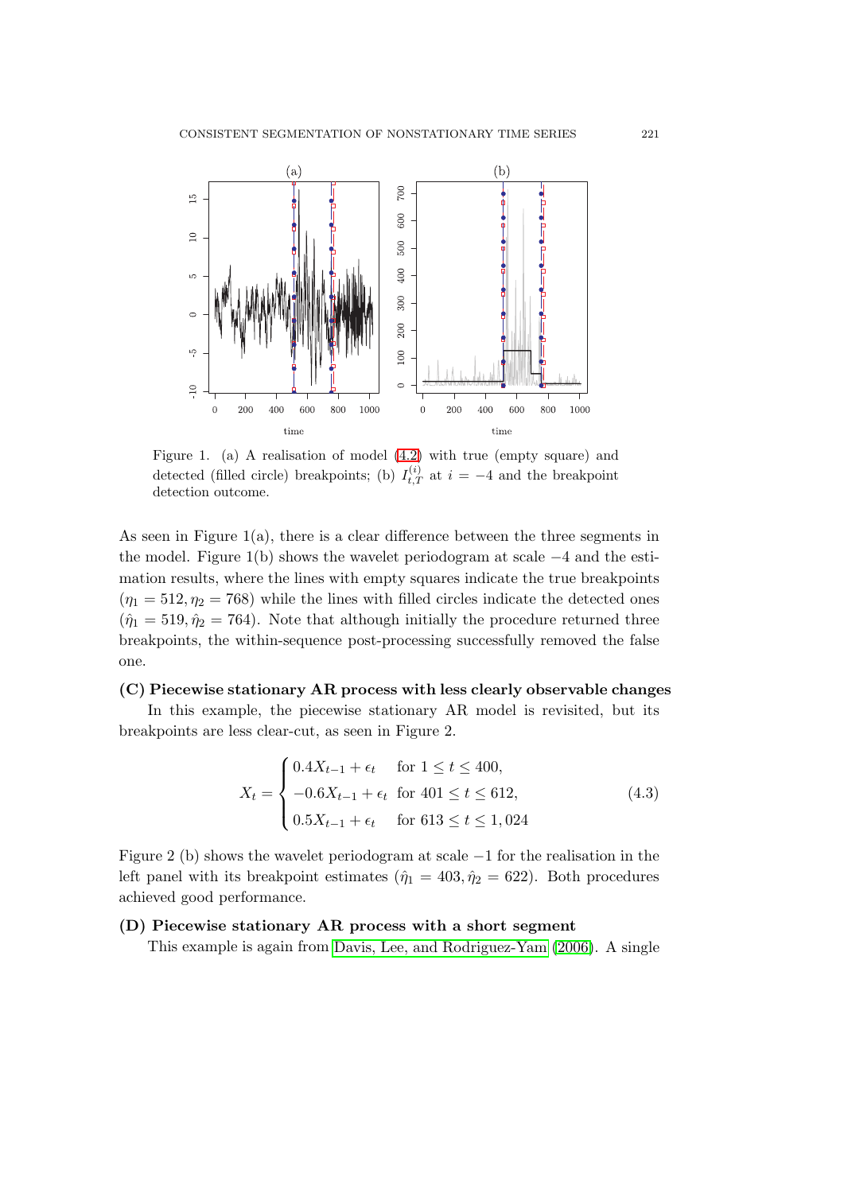Figure 1. (a) A realisation of model (4.2) with true (empty square) and detected (filled circle) breakpoints; (b) $I_{t,T}^{(i)}$ at $i = -4$ and the breakpoint detection outcome.

As seen in Figure 1(a), there is a clear difference between the three segments in the model. Figure 1(b) shows the wavelet periodogram at scale $-4$ and the estimation results, where the lines with empty squares indicate the true breakpoints ($\eta_1 = 512, \eta_2 = 768$) while the lines with filled circles indicate the detected ones ($\hat{\eta}_1 = 519, \hat{\eta}_2 = 764$). Note that although initially the procedure returned three breakpoints, the within-sequence post-processing successfully removed the false one.

**(C) Piecewise stationary AR process with less clearly observable changes**

In this example, the piecewise stationary AR model is revisited, but its breakpoints are less clear-cut, as seen in Figure 2.

$$X_t = \begin{cases} 0.4X_{t-1} + \epsilon_t & \text{for } 1 \leq t \leq 400, \\ -0.6X_{t-1} + \epsilon_t & \text{for } 401 \leq t \leq 612, \\ 0.5X_{t-1} + \epsilon_t & \text{for } 613 \leq t \leq 1,024 \end{cases} \tag{4.3}$$

Figure 2 (b) shows the wavelet periodogram at scale $-1$ for the realisation in the left panel with its breakpoint estimates ($\hat{\eta}_1 = 403, \hat{\eta}_2 = 622$). Both procedures achieved good performance.

**(D) Piecewise stationary AR process with a short segment**

This example is again from Davis, Lee, and Rodriguez-Yam (2006). A single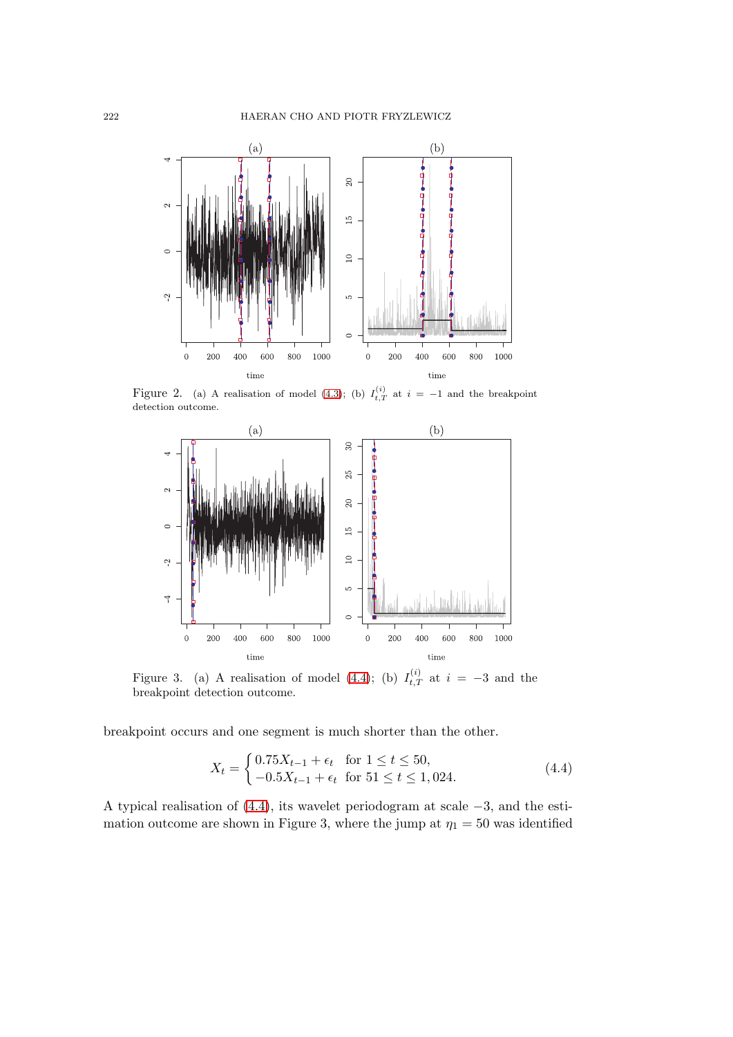Figure 2. (a) A realisation of model (4.3); (b) $I_{t,T}^{(i)}$ at $i = -1$ and the breakpoint detection outcome.

Figure 3. (a) A realisation of model (4.4); (b) $I_{t,T}^{(i)}$ at $i = -3$ and the breakpoint detection outcome.

breakpoint occurs and one segment is much shorter than the other.

$$X_t = \begin{cases} 0.75X_{t-1} + \epsilon_t & \text{for } 1 \leq t \leq 50, \\ -0.5X_{t-1} + \epsilon_t & \text{for } 51 \leq t \leq 1,024. \end{cases} \tag{4.4}$$

A typical realisation of (4.4), its wavelet periodogram at scale $-3$, and the estimation outcome are shown in Figure 3, where the jump at $\eta_1 = 50$ was identified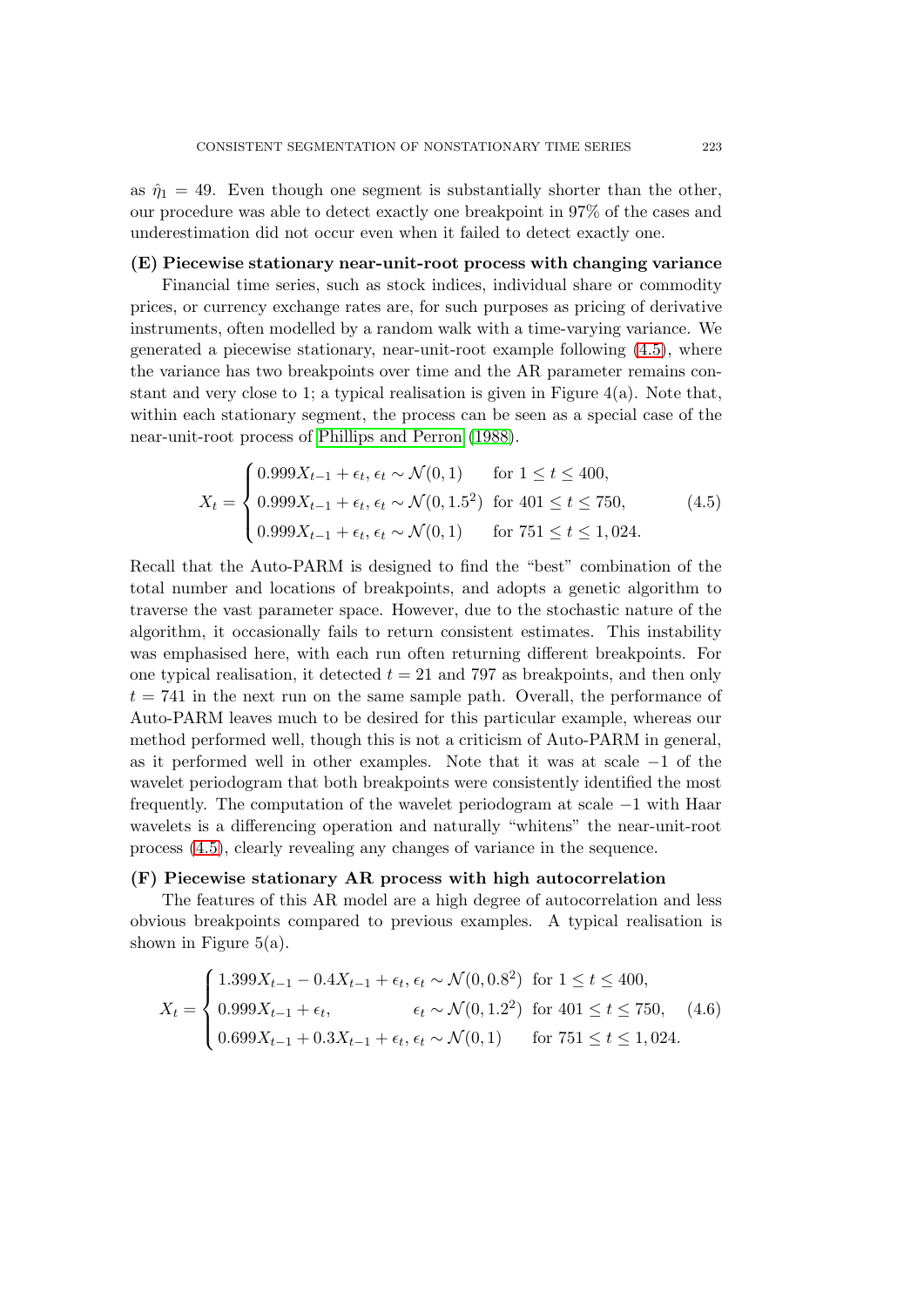as $\hat{\eta}_1 = 49$. Even though one segment is substantially shorter than the other, our procedure was able to detect exactly one breakpoint in 97% of the cases and underestimation did not occur even when it failed to detect exactly one.

**(E) Piecewise stationary near-unit-root process with changing variance**

Financial time series, such as stock indices, individual share or commodity prices, or currency exchange rates are, for such purposes as pricing of derivative instruments, often modelled by a random walk with a time-varying variance. We generated a piecewise stationary, near-unit-root example following (4.5), where the variance has two breakpoints over time and the AR parameter remains constant and very close to 1; a typical realisation is given in Figure 4(a). Note that, within each stationary segment, the process can be seen as a special case of the near-unit-root process of Phillips and Perron (1988).

$$X_t = \begin{cases} 0.999X_{t-1} + \epsilon_t, \, \epsilon_t \sim \mathcal{N}(0, 1) & \text{for } 1 \le t \le 400, \\ 0.999X_{t-1} + \epsilon_t, \, \epsilon_t \sim \mathcal{N}(0, 1.5^2) & \text{for } 401 \le t \le 750, \\ 0.999X_{t-1} + \epsilon_t, \, \epsilon_t \sim \mathcal{N}(0, 1) & \text{for } 751 \le t \le 1,024. \end{cases} \tag{4.5}$$

Recall that the Auto-PARM is designed to find the "best" combination of the total number and locations of breakpoints, and adopts a genetic algorithm to traverse the vast parameter space. However, due to the stochastic nature of the algorithm, it occasionally fails to return consistent estimates. This instability was emphasised here, with each run often returning different breakpoints. For one typical realisation, it detected $t = 21$ and 797 as breakpoints, and then only $t = 741$ in the next run on the same sample path. Overall, the performance of Auto-PARM leaves much to be desired for this particular example, whereas our method performed well, though this is not a criticism of Auto-PARM in general, as it performed well in other examples. Note that it was at scale $-1$ of the wavelet periodogram that both breakpoints were consistently identified the most frequently. The computation of the wavelet periodogram at scale $-1$ with Haar wavelets is a differencing operation and naturally "whitens" the near-unit-root process (4.5), clearly revealing any changes of variance in the sequence.

**(F) Piecewise stationary AR process with high autocorrelation**

The features of this AR model are a high degree of autocorrelation and less obvious breakpoints compared to previous examples. A typical realisation is shown in Figure 5(a).

$$X_t = \begin{cases} 1.399X_{t-1} - 0.4X_{t-1} + \epsilon_t, \, \epsilon_t \sim \mathcal{N}(0, 0.8^2) & \text{for } 1 \le t \le 400, \\ 0.999X_{t-1} + \epsilon_t, \qquad\qquad\quad \epsilon_t \sim \mathcal{N}(0, 1.2^2) & \text{for } 401 \le t \le 750, \\ 0.699X_{t-1} + 0.3X_{t-1} + \epsilon_t, \, \epsilon_t \sim \mathcal{N}(0, 1) & \text{for } 751 \le t \le 1,024. \end{cases} \tag{4.6}$$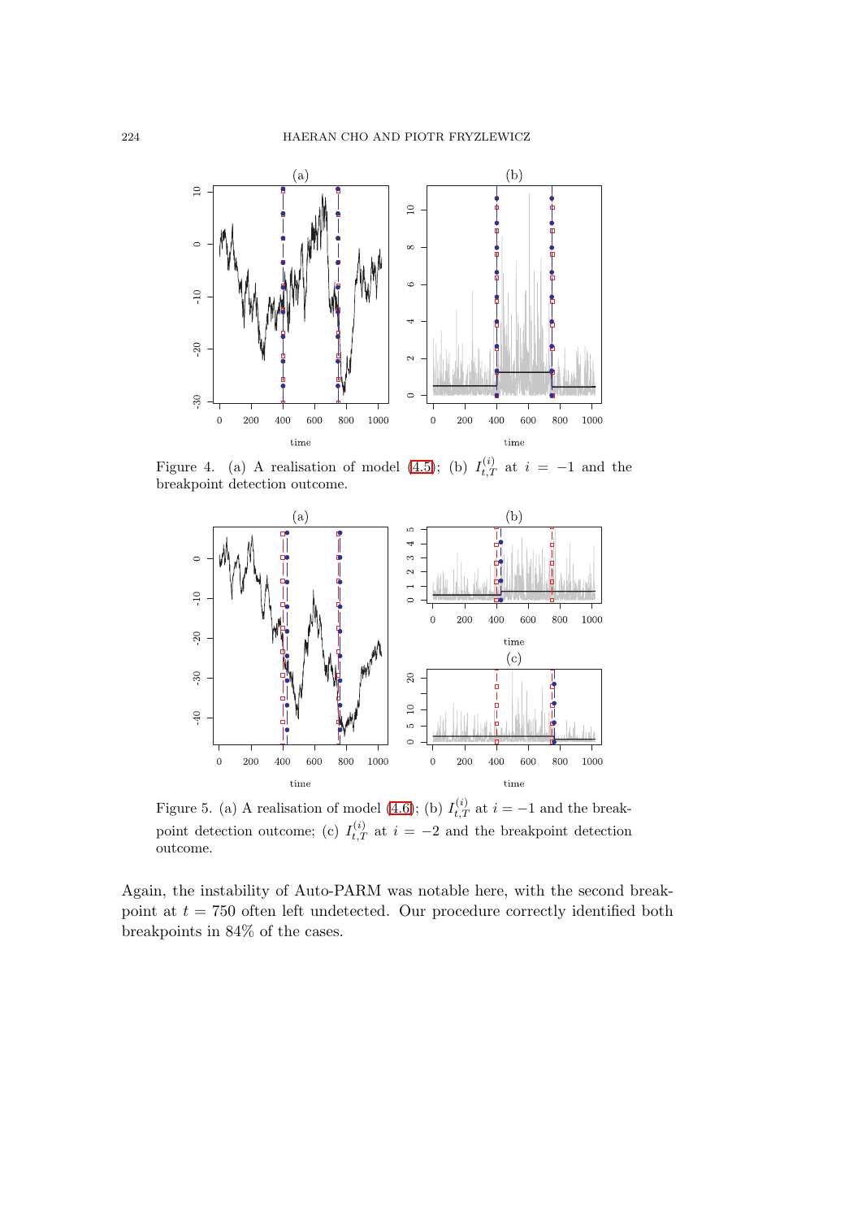Figure 4. (a) A realisation of model (4.5); (b) $I_{t,T}^{(i)}$ at $i = -1$ and the breakpoint detection outcome.

Figure 5. (a) A realisation of model (4.6); (b) $I_{t,T}^{(i)}$ at $i = -1$ and the breakpoint detection outcome; (c) $I_{t,T}^{(i)}$ at $i = -2$ and the breakpoint detection outcome.

Again, the instability of Auto-PARM was notable here, with the second breakpoint at $t = 750$ often left undetected. Our procedure correctly identified both breakpoints in 84% of the cases.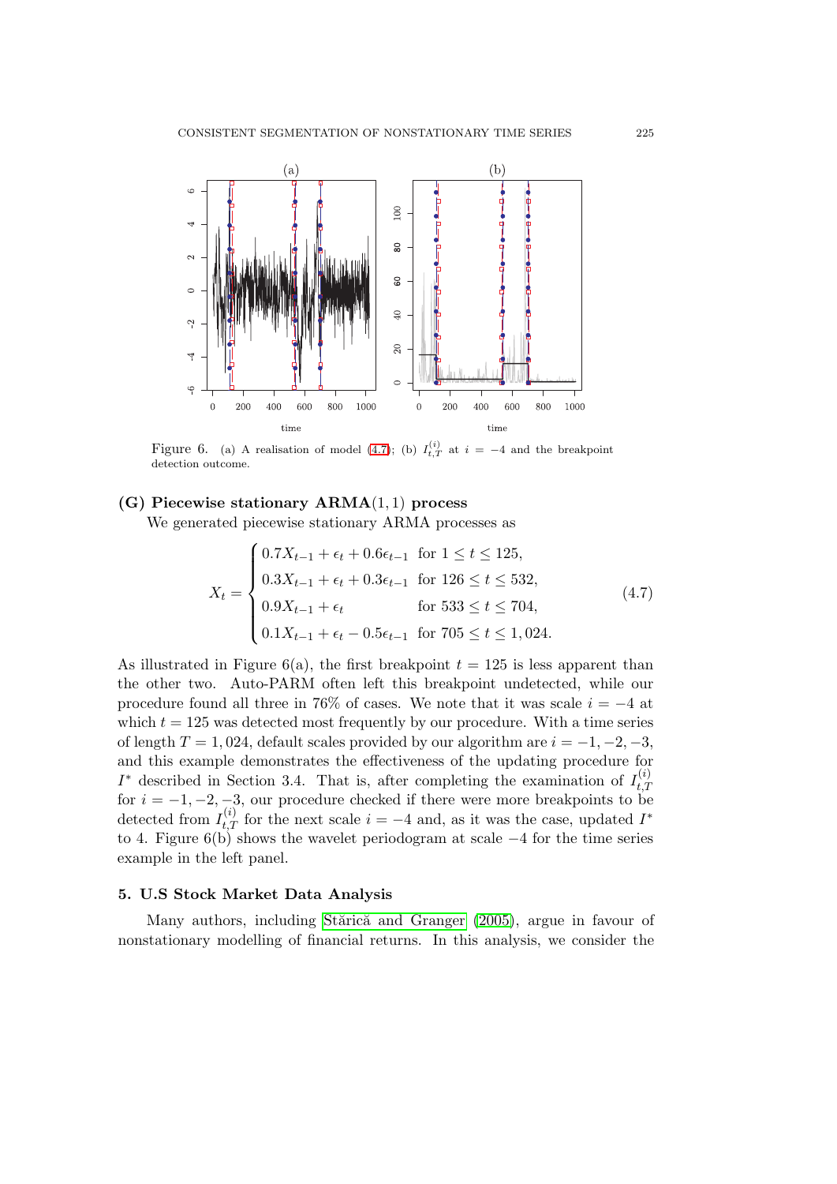Figure 6. (a) A realisation of model (4.7); (b) $I_{t,T}^{(i)}$ at $i = -4$ and the breakpoint detection outcome.

**(G) Piecewise stationary ARMA(1, 1) process**

We generated piecewise stationary ARMA processes as

$$X_t = \begin{cases} 0.7X_{t-1} + \epsilon_t + 0.6\epsilon_{t-1} & \text{for } 1 \le t \le 125, \\ 0.3X_{t-1} + \epsilon_t + 0.3\epsilon_{t-1} & \text{for } 126 \le t \le 532, \\ 0.9X_{t-1} + \epsilon_t & \text{for } 533 \le t \le 704, \\ 0.1X_{t-1} + \epsilon_t - 0.5\epsilon_{t-1} & \text{for } 705 \le t \le 1,024. \end{cases} \tag{4.7}$$

As illustrated in Figure 6(a), the first breakpoint $t = 125$ is less apparent than the other two. Auto-PARM often left this breakpoint undetected, while our procedure found all three in 76% of cases. We note that it was scale $i = -4$ at which $t = 125$ was detected most frequently by our procedure. With a time series of length $T = 1,024$, default scales provided by our algorithm are $i = -1, -2, -3$, and this example demonstrates the effectiveness of the updating procedure for $I^*$ described in Section 3.4. That is, after completing the examination of $I_{t,T}^{(i)}$ for $i = -1, -2, -3$, our procedure checked if there were more breakpoints to be detected from $I_{t,T}^{(i)}$ for the next scale $i = -4$ and, as it was the case, updated $I^*$ to 4. Figure 6(b) shows the wavelet periodogram at scale $-4$ for the time series example in the left panel.

## 5. U.S Stock Market Data Analysis

Many authors, including Stărică and Granger (2005), argue in favour of nonstationary modelling of financial returns. In this analysis, we consider the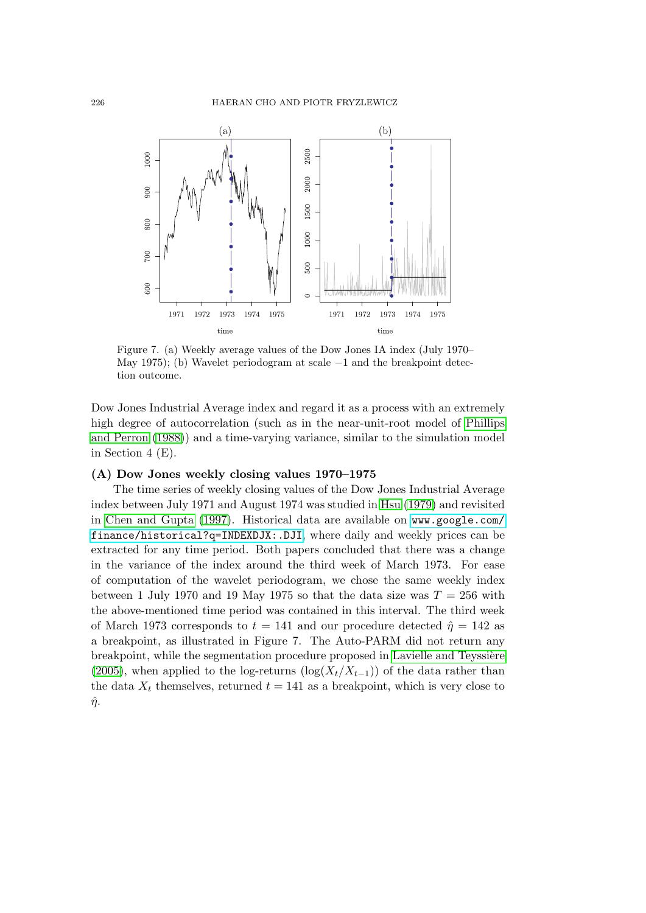Figure 7. (a) Weekly average values of the Dow Jones IA index (July 1970–May 1975); (b) Wavelet periodogram at scale −1 and the breakpoint detection outcome.

Dow Jones Industrial Average index and regard it as a process with an extremely high degree of autocorrelation (such as in the near-unit-root model of Phillips and Perron (1988)) and a time-varying variance, similar to the simulation model in Section 4 (E).

**(A) Dow Jones weekly closing values 1970–1975**

The time series of weekly closing values of the Dow Jones Industrial Average index between July 1971 and August 1974 was studied in Hsu (1979) and revisited in Chen and Gupta (1997). Historical data are available on `www.google.com/finance/historical?q=INDEXDJX:.DJI`, where daily and weekly prices can be extracted for any time period. Both papers concluded that there was a change in the variance of the index around the third week of March 1973. For ease of computation of the wavelet periodogram, we chose the same weekly index between 1 July 1970 and 19 May 1975 so that the data size was $T = 256$ with the above-mentioned time period was contained in this interval. The third week of March 1973 corresponds to $t = 141$ and our procedure detected $\hat{\eta} = 142$ as a breakpoint, as illustrated in Figure 7. The Auto-PARM did not return any breakpoint, while the segmentation procedure proposed in Lavielle and Teyssière (2005), when applied to the log-returns $(\log(X_t/X_{t-1}))$ of the data rather than the data $X_t$ themselves, returned $t = 141$ as a breakpoint, which is very close to $\hat{\eta}$.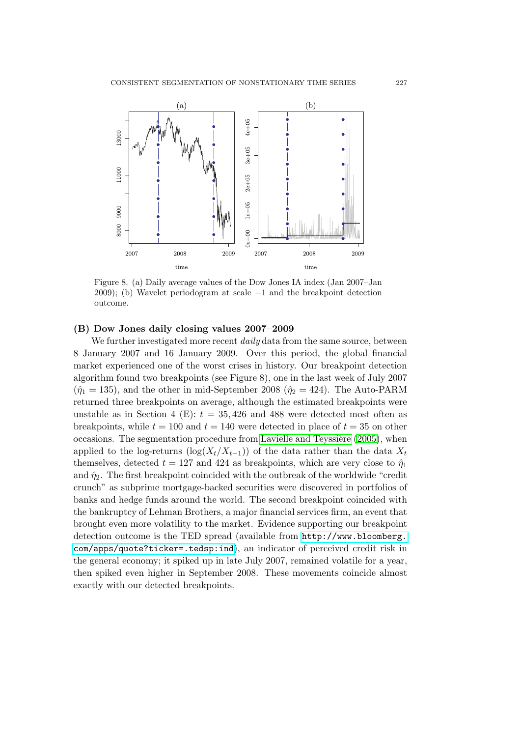Figure 8. (a) Daily average values of the Dow Jones IA index (Jan 2007–Jan 2009); (b) Wavelet periodogram at scale −1 and the breakpoint detection outcome.

**(B) Dow Jones daily closing values 2007–2009**

We further investigated more recent *daily* data from the same source, between 8 January 2007 and 16 January 2009. Over this period, the global financial market experienced one of the worst crises in history. Our breakpoint detection algorithm found two breakpoints (see Figure 8), one in the last week of July 2007 ($\hat{\eta}_1 = 135$), and the other in mid-September 2008 ($\hat{\eta}_2 = 424$). The Auto-PARM returned three breakpoints on average, although the estimated breakpoints were unstable as in Section 4 (E): $t = 35, 426$ and 488 were detected most often as breakpoints, while $t = 100$ and $t = 140$ were detected in place of $t = 35$ on other occasions. The segmentation procedure from Lavielle and Teyssière (2005), when applied to the log-returns ($\log(X_t/X_{t-1})$) of the data rather than the data $X_t$ themselves, detected $t = 127$ and 424 as breakpoints, which are very close to $\hat{\eta}_1$ and $\hat{\eta}_2$. The first breakpoint coincided with the outbreak of the worldwide "credit crunch" as subprime mortgage-backed securities were discovered in portfolios of banks and hedge funds around the world. The second breakpoint coincided with the bankruptcy of Lehman Brothers, a major financial services firm, an event that brought even more volatility to the market. Evidence supporting our breakpoint detection outcome is the TED spread (available from `http://www.bloomberg.com/apps/quote?ticker=.tedsp:ind`), an indicator of perceived credit risk in the general economy; it spiked up in late July 2007, remained volatile for a year, then spiked even higher in September 2008. These movements coincide almost exactly with our detected breakpoints.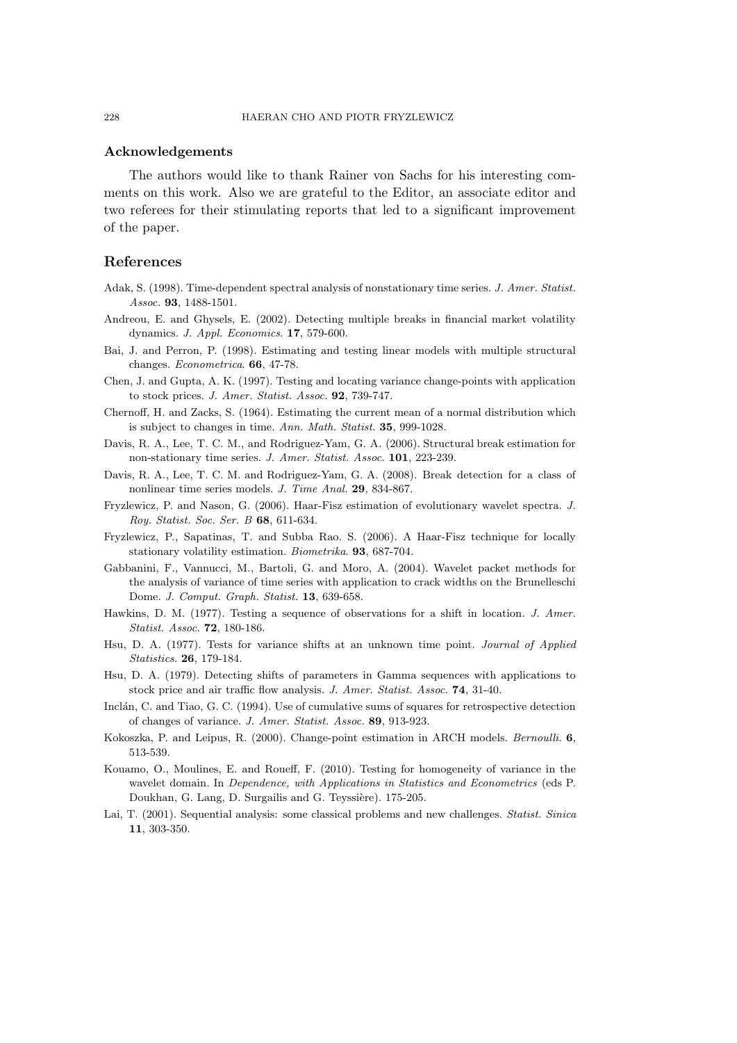## Acknowledgements

The authors would like to thank Rainer von Sachs for his interesting comments on this work. Also we are grateful to the Editor, an associate editor and two referees for their stimulating reports that led to a significant improvement of the paper.

## References

Adak, S. (1998). Time-dependent spectral analysis of nonstationary time series. *J. Amer. Statist. Assoc.* **93**, 1488-1501.

Andreou, E. and Ghysels, E. (2002). Detecting multiple breaks in financial market volatility dynamics. *J. Appl. Economics*. **17**, 579-600.

Bai, J. and Perron, P. (1998). Estimating and testing linear models with multiple structural changes. *Econometrica*. **66**, 47-78.

Chen, J. and Gupta, A. K. (1997). Testing and locating variance change-points with application to stock prices. *J. Amer. Statist. Assoc.* **92**, 739-747.

Chernoff, H. and Zacks, S. (1964). Estimating the current mean of a normal distribution which is subject to changes in time. *Ann. Math. Statist.* **35**, 999-1028.

Davis, R. A., Lee, T. C. M., and Rodriguez-Yam, G. A. (2006). Structural break estimation for non-stationary time series. *J. Amer. Statist. Assoc.* **101**, 223-239.

Davis, R. A., Lee, T. C. M. and Rodriguez-Yam, G. A. (2008). Break detection for a class of nonlinear time series models. *J. Time Anal.* **29**, 834-867.

Fryzlewicz, P. and Nason, G. (2006). Haar-Fisz estimation of evolutionary wavelet spectra. *J. Roy. Statist. Soc. Ser. B* **68**, 611-634.

Fryzlewicz, P., Sapatinas, T. and Subba Rao. S. (2006). A Haar-Fisz technique for locally stationary volatility estimation. *Biometrika*. **93**, 687-704.

Gabbanini, F., Vannucci, M., Bartoli, G. and Moro, A. (2004). Wavelet packet methods for the analysis of variance of time series with application to crack widths on the Brunelleschi Dome. *J. Comput. Graph. Statist.* **13**, 639-658.

Hawkins, D. M. (1977). Testing a sequence of observations for a shift in location. *J. Amer. Statist. Assoc.* **72**, 180-186.

Hsu, D. A. (1977). Tests for variance shifts at an unknown time point. *Journal of Applied Statistics*. **26**, 179-184.

Hsu, D. A. (1979). Detecting shifts of parameters in Gamma sequences with applications to stock price and air traffic flow analysis. *J. Amer. Statist. Assoc.* **74**, 31-40.

Inclán, C. and Tiao, G. C. (1994). Use of cumulative sums of squares for retrospective detection of changes of variance. *J. Amer. Statist. Assoc.* **89**, 913-923.

Kokoszka, P. and Leipus, R. (2000). Change-point estimation in ARCH models. *Bernoulli*. **6**, 513-539.

Kouamo, O., Moulines, E. and Roueff, F. (2010). Testing for homogeneity of variance in the wavelet domain. In *Dependence, with Applications in Statistics and Econometrics* (eds P. Doukhan, G. Lang, D. Surgailis and G. Teyssière). 175-205.

Lai, T. (2001). Sequential analysis: some classical problems and new challenges. *Statist. Sinica* **11**, 303-350.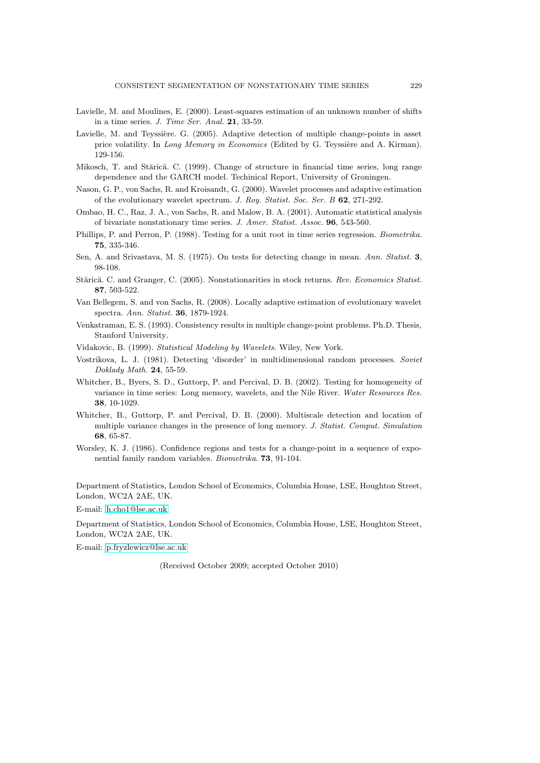Lavielle, M. and Moulines, E. (2000). Least-squares estimation of an unknown number of shifts in a time series. *J. Time Ser. Anal.* **21**, 33-59.

Lavielle, M. and Teyssière. G. (2005). Adaptive detection of multiple change-points in asset price volatility. In *Long Memory in Economics* (Edited by G. Teyssière and A. Kirman). 129-156.

Mikosch, T. and Stărică. C. (1999). Change of structure in financial time series, long range dependence and the GARCH model. Techinical Report, University of Groningen.

Nason, G. P., von Sachs, R. and Kroisandt, G. (2000). Wavelet processes and adaptive estimation of the evolutionary wavelet spectrum. *J. Roy. Statist. Soc. Ser. B* **62**, 271-292.

Ombao, H. C., Raz, J. A., von Sachs, R. and Malow, B. A. (2001). Automatic statistical analysis of bivariate nonstationary time series. *J. Amer. Statist. Assoc.* **96**, 543-560.

Phillips, P. and Perron, P. (1988). Testing for a unit root in time series regression. *Biometrika*. **75**, 335-346.

Sen, A. and Srivastava, M. S. (1975). On tests for detecting change in mean. *Ann. Statist.* **3**, 98-108.

Stărică. C. and Granger, C. (2005). Nonstationarities in stock returns. *Rev. Economics Statist.* **87**, 503-522.

Van Bellegem, S. and von Sachs, R. (2008). Locally adaptive estimation of evolutionary wavelet spectra. *Ann. Statist.* **36**, 1879-1924.

Venkatraman, E. S. (1993). Consistency results in multiple change-point problems. Ph.D. Thesis, Stanford University.

Vidakovic, B. (1999). *Statistical Modeling by Wavelets*. Wiley, New York.

Vostrikova, L. J. (1981). Detecting 'disorder' in multidimensional random processes. *Soviet Doklady Math.* **24**, 55-59.

Whitcher, B., Byers, S. D., Guttorp, P. and Percival, D. B. (2002). Testing for homogeneity of variance in time series: Long memory, wavelets, and the Nile River. *Water Resources Res.* **38**, 10-1029.

Whitcher, B., Guttorp, P. and Percival, D. B. (2000). Multiscale detection and location of multiple variance changes in the presence of long memory. *J. Statist. Comput. Simulation* **68**, 65-87.

Worsley, K. J. (1986). Confidence regions and tests for a change-point in a sequence of exponential family random variables. *Biometrika*. **73**, 91-104.

Department of Statistics, London School of Economics, Columbia House, LSE, Houghton Street, London, WC2A 2AE, UK.

E-mail: h.cho1@lse.ac.uk

Department of Statistics, London School of Economics, Columbia House, LSE, Houghton Street, London, WC2A 2AE, UK.

E-mail: p.fryzlewicz@lse.ac.uk

(Received October 2009; accepted October 2010)